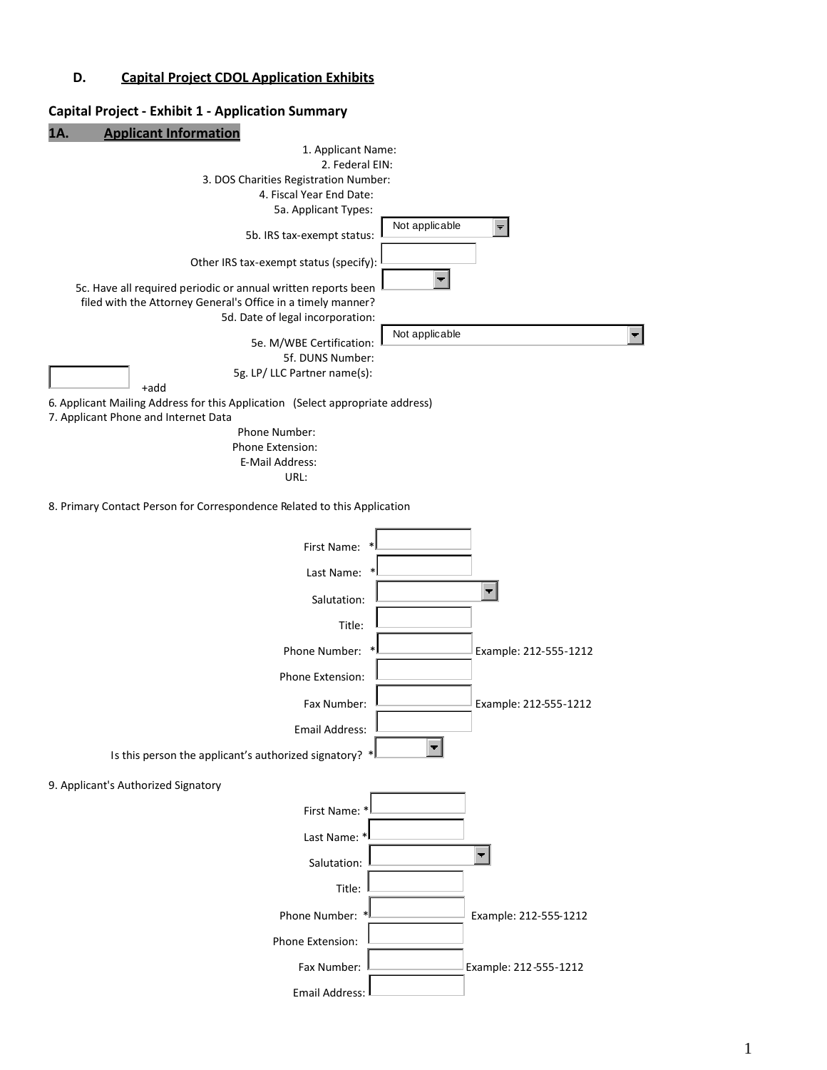### D. Capital Project CDOL Application Exhibits

## Capital Project - Exhibit 1 - Application Summary

### 1A. Applicant Information

1. Applicant Name:
2. Federal EIN:
3. DOS Charities Registration Number:
4. Fiscal Year End Date:

5a. Applicant Types:

5b. IRS tax-exempt status: Not applicable

Other IRS tax-exempt status (specify):

5c. Have all required periodic or annual written reports been filed with the Attorney General's Office in a timely manner?

5d. Date of legal incorporation:

5e. M/WBE Certification: Not applicable

5f. DUNS Number:

5g. LP/ LLC Partner name(s):

+add

6. Applicant Mailing Address for this Application (Select appropriate address)
7. Applicant Phone and Internet Data

Phone Number:

Phone Extension:

E-Mail Address:

URL:

8. Primary Contact Person for Correspondence Related to this Application

First Name: *

Last Name: *

Salutation:

Title:

Phone Number: * Example: 212-555-1212

Phone Extension:

Fax Number: Example: 212-555-1212

Email Address:

Is this person the applicant's authorized signatory? *

9. Applicant's Authorized Signatory

First Name: *

Last Name: *

Salutation:

Title:

Phone Number: * Example: 212-555-1212

Phone Extension:

Fax Number: Example: 212-555-1212

Email Address: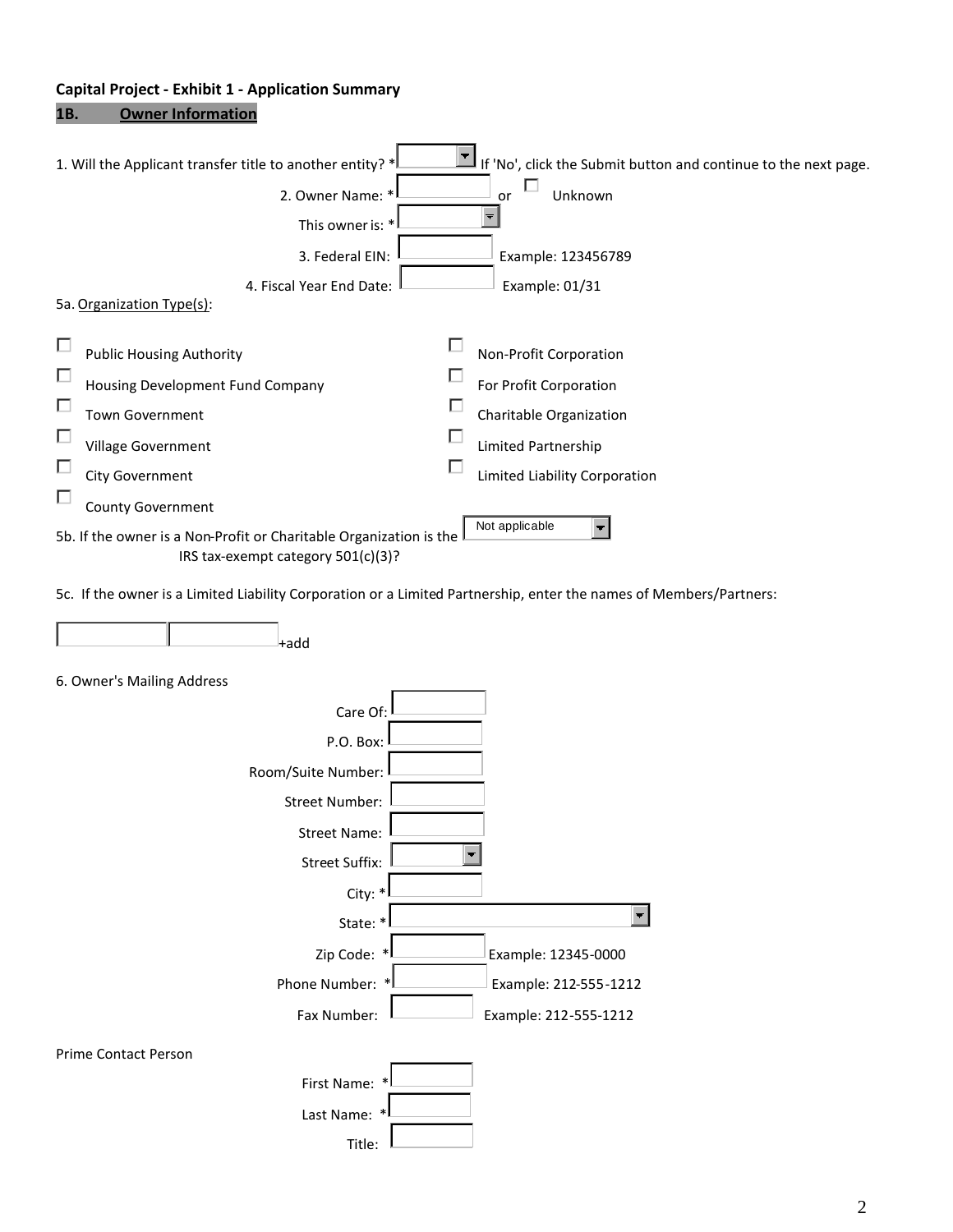**Capital Project - Exhibit 1 - Application Summary**

## 1B. Owner Information

1. Will the Applicant transfer title to another entity? * If 'No', click the Submit button and continue to the next page.

2. Owner Name: * or ☐ Unknown

This owner is: *

3. Federal EIN: Example: 123456789

4. Fiscal Year End Date: Example: 01/31

5a. Organization Type(s):

- ☐ Public Housing Authority
- ☐ Housing Development Fund Company
- ☐ Town Government
- ☐ Village Government
- ☐ City Government
- ☐ County Government
- ☐ Non-Profit Corporation
- ☐ For Profit Corporation
- ☐ Charitable Organization
- ☐ Limited Partnership
- ☐ Limited Liability Corporation

5b. If the owner is a Non-Profit or Charitable Organization is the IRS tax-exempt category 501(c)(3)? Not applicable

5c. If the owner is a Limited Liability Corporation or a Limited Partnership, enter the names of Members/Partners:

+add

6. Owner's Mailing Address

Care Of:

P.O. Box:

Room/Suite Number:

Street Number:

Street Name:

Street Suffix:

City: *

State: *

Zip Code: * Example: 12345-0000

Phone Number: * Example: 212-555-1212

Fax Number: Example: 212-555-1212

Prime Contact Person

First Name: *

Last Name: *

Title: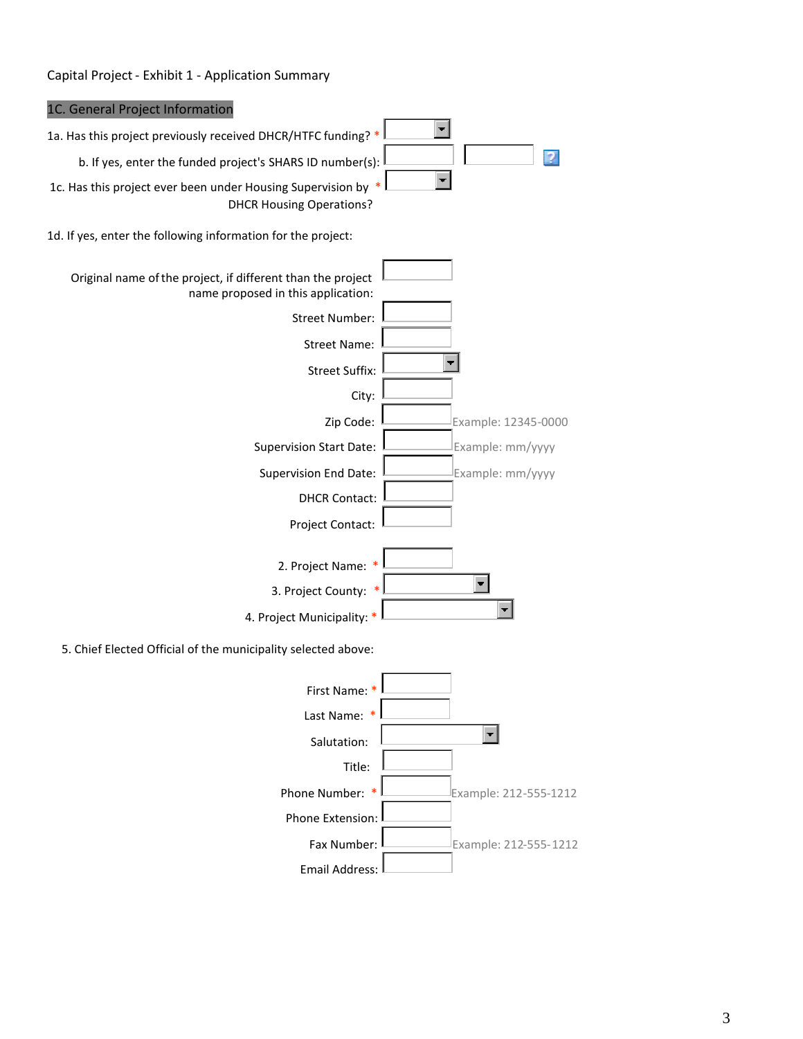Capital Project - Exhibit 1 - Application Summary

## 1C. General Project Information

1a. Has this project previously received DHCR/HTFC funding? *

b. If yes, enter the funded project's SHARS ID number(s):

1c. Has this project ever been under Housing Supervision by DHCR Housing Operations? *

1d. If yes, enter the following information for the project:

Original name of the project, if different than the project name proposed in this application:

Street Number:

Street Name:

Street Suffix:

City:

Zip Code: Example: 12345-0000

Supervision Start Date: Example: mm/yyyy

Supervision End Date: Example: mm/yyyy

DHCR Contact:

Project Contact:

2. Project Name: *

3. Project County: *

4. Project Municipality: *

5. Chief Elected Official of the municipality selected above:

First Name: *

Last Name: *

Salutation:

Title:

Phone Number: * Example: 212-555-1212

Phone Extension:

Fax Number: Example: 212-555-1212

Email Address: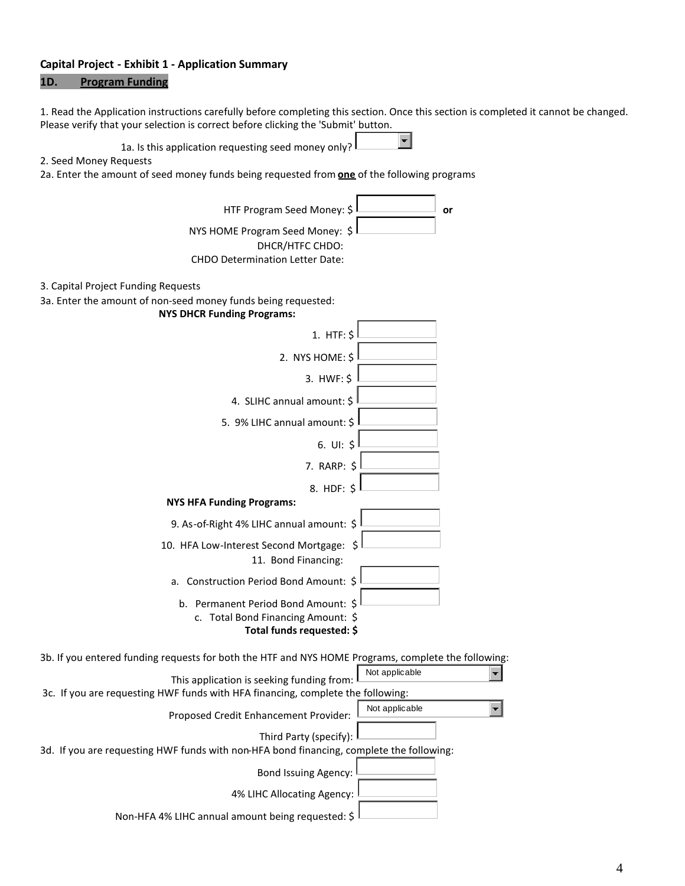**Capital Project - Exhibit 1 - Application Summary**

## 1D. Program Funding

1. Read the Application instructions carefully before completing this section. Once this section is completed it cannot be changed. Please verify that your selection is correct before clicking the 'Submit' button.

1a. Is this application requesting seed money only?

2. Seed Money Requests

2a. Enter the amount of seed money funds being requested from **one** of the following programs

HTF Program Seed Money: $ **or**

NYS HOME Program Seed Money: $

DHCR/HTFC CHDO:

CHDO Determination Letter Date:

3. Capital Project Funding Requests

3a. Enter the amount of non-seed money funds being requested:

**NYS DHCR Funding Programs:**

1. HTF: $
2. NYS HOME: $
3. HWF: $
4. SLIHC annual amount: $
5. 9% LIHC annual amount: $
6. UI: $
7. RARP: $
8. HDF: $

**NYS HFA Funding Programs:**

9. As-of-Right 4% LIHC annual amount: $
10. HFA Low-Interest Second Mortgage: $
11. Bond Financing:
    a. Construction Period Bond Amount: $
    b. Permanent Period Bond Amount: $
    c. Total Bond Financing Amount: $

**Total funds requested: $**

3b. If you entered funding requests for both the HTF and NYS HOME Programs, complete the following:

This application is seeking funding from: Not applicable

3c. If you are requesting HWF funds with HFA financing, complete the following:

Proposed Credit Enhancement Provider: Not applicable

Third Party (specify):

3d. If you are requesting HWF funds with non-HFA bond financing, complete the following:

Bond Issuing Agency:

4% LIHC Allocating Agency:

Non-HFA 4% LIHC annual amount being requested: $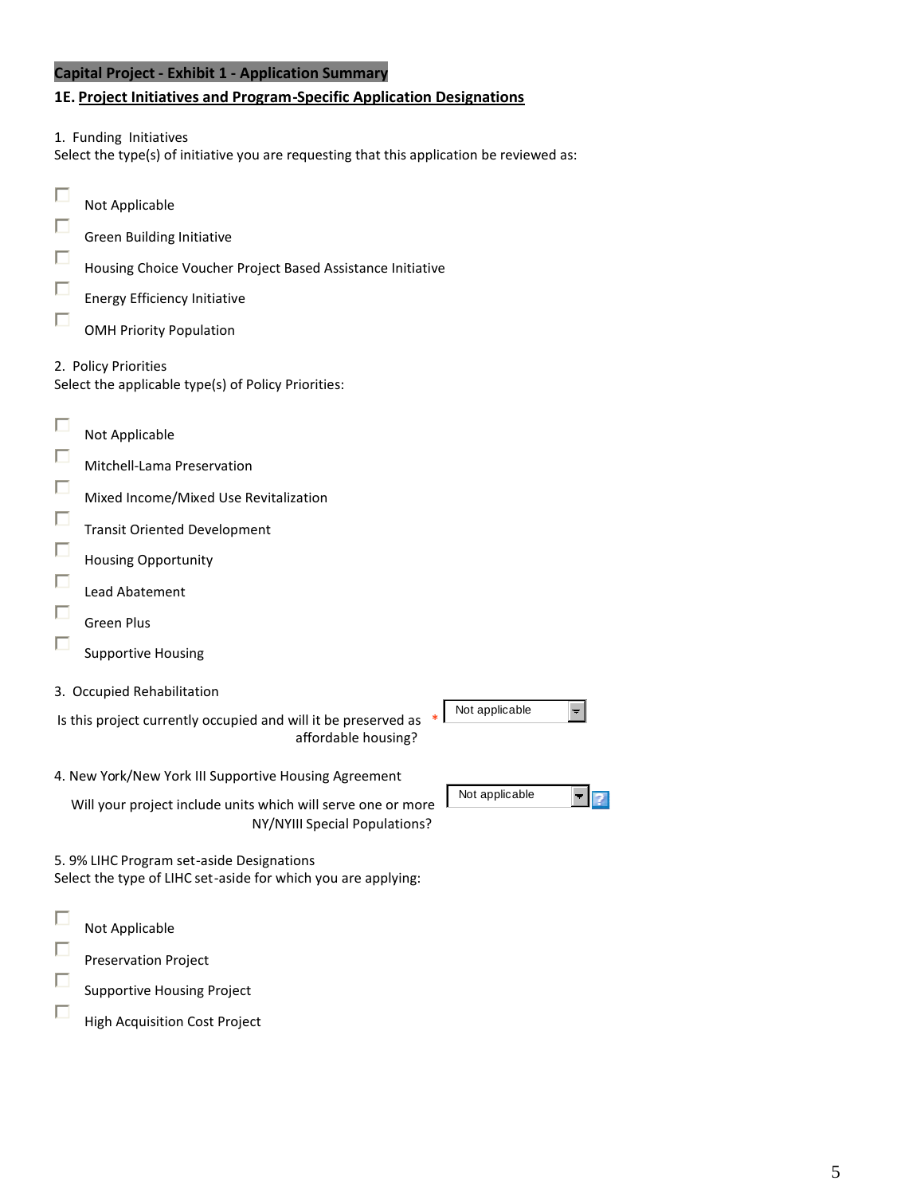**Capital Project - Exhibit 1 - Application Summary**

### 1E. Project Initiatives and Program-Specific Application Designations

1. Funding Initiatives
Select the type(s) of initiative you are requesting that this application be reviewed as:

- [ ] Not Applicable
- [ ] Green Building Initiative
- [ ] Housing Choice Voucher Project Based Assistance Initiative
- [ ] Energy Efficiency Initiative
- [ ] OMH Priority Population

2. Policy Priorities
Select the applicable type(s) of Policy Priorities:

- [ ] Not Applicable
- [ ] Mitchell-Lama Preservation
- [ ] Mixed Income/Mixed Use Revitalization
- [ ] Transit Oriented Development
- [ ] Housing Opportunity
- [ ] Lead Abatement
- [ ] Green Plus
- [ ] Supportive Housing

3. Occupied Rehabilitation

Is this project currently occupied and will it be preserved as affordable housing? * Not applicable

4. New York/New York III Supportive Housing Agreement

Will your project include units which will serve one or more NY/NYIII Special Populations? Not applicable

5. 9% LIHC Program set-aside Designations
Select the type of LIHC set-aside for which you are applying:

- [ ] Not Applicable
- [ ] Preservation Project
- [ ] Supportive Housing Project
- [ ] High Acquisition Cost Project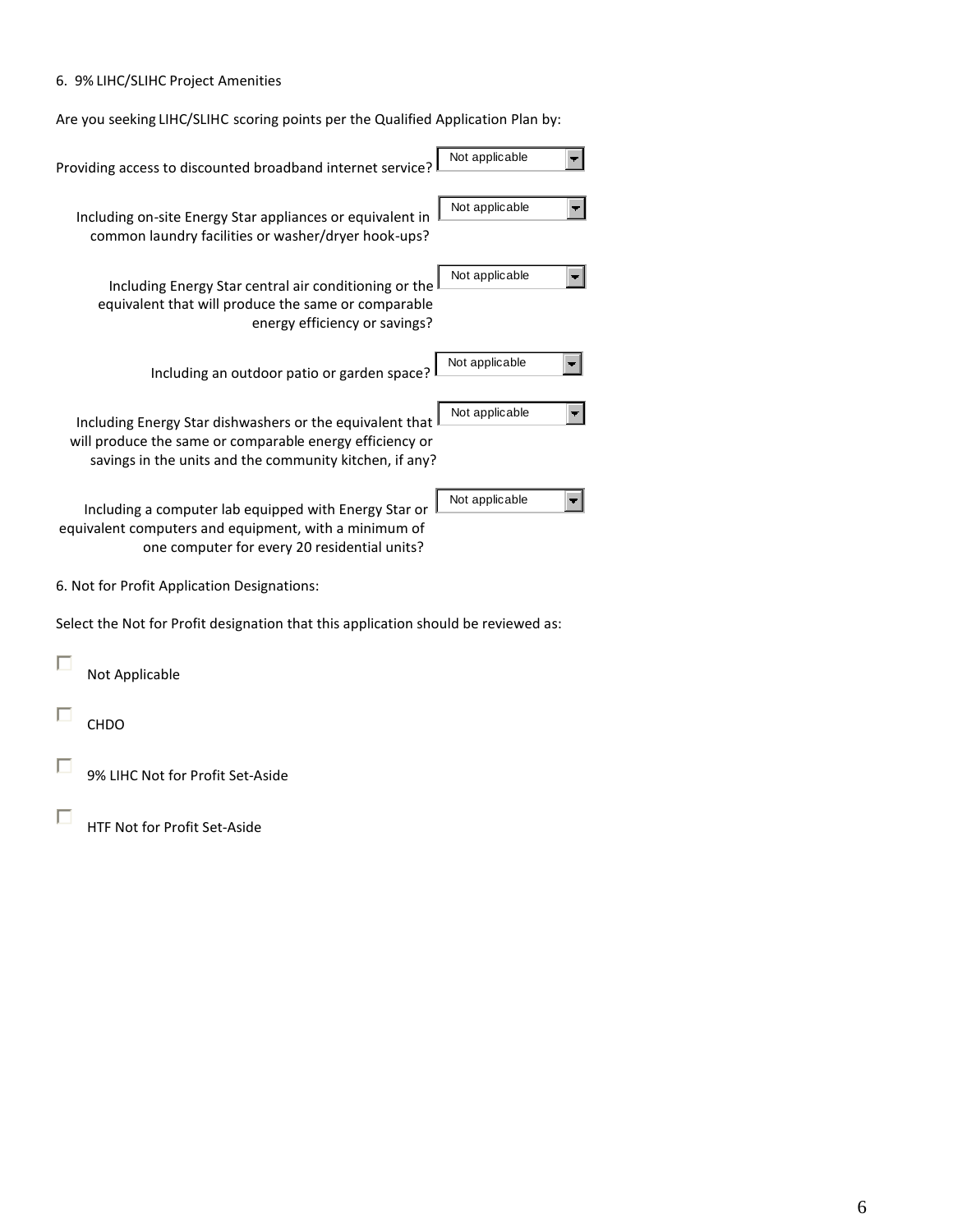6. 9% LIHC/SLIHC Project Amenities

Are you seeking LIHC/SLIHC scoring points per the Qualified Application Plan by:

| Question | Response |
| --- | --- |
| Providing access to discounted broadband internet service? | Not applicable |
| Including on-site Energy Star appliances or equivalent in common laundry facilities or washer/dryer hook-ups? | Not applicable |
| Including Energy Star central air conditioning or the equivalent that will produce the same or comparable energy efficiency or savings? | Not applicable |
| Including an outdoor patio or garden space? | Not applicable |
| Including Energy Star dishwashers or the equivalent that will produce the same or comparable energy efficiency or savings in the units and the community kitchen, if any? | Not applicable |
| Including a computer lab equipped with Energy Star or equivalent computers and equipment, with a minimum of one computer for every 20 residential units? | Not applicable |

6. Not for Profit Application Designations:

Select the Not for Profit designation that this application should be reviewed as:

- ☐ Not Applicable
- ☐ CHDO
- ☐ 9% LIHC Not for Profit Set-Aside
- ☐ HTF Not for Profit Set-Aside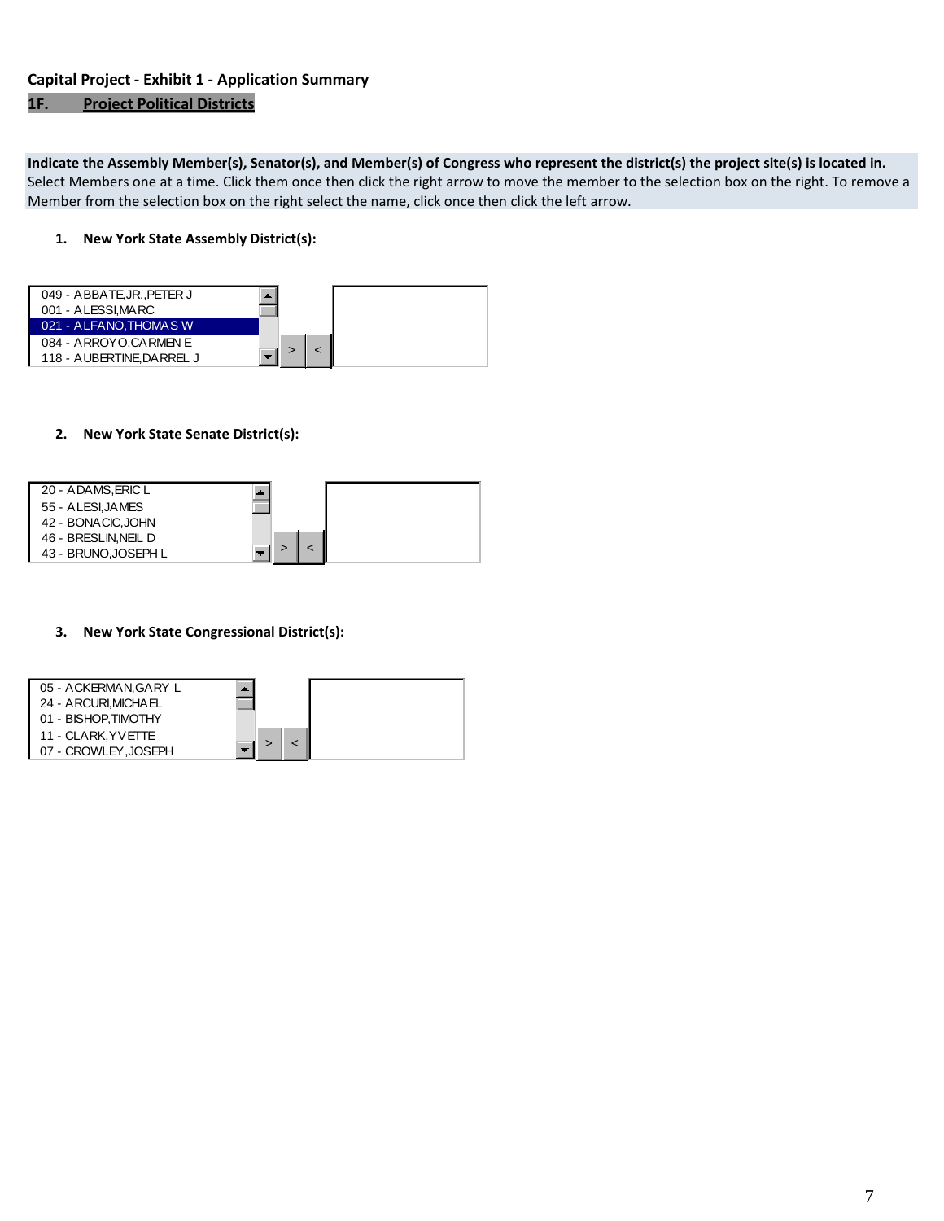**Capital Project - Exhibit 1 - Application Summary**

**1F. Project Political Districts**

**Indicate the Assembly Member(s), Senator(s), and Member(s) of Congress who represent the district(s) the project site(s) is located in.**
Select Members one at a time. Click them once then click the right arrow to move the member to the selection box on the right. To remove a Member from the selection box on the right select the name, click once then click the left arrow.

1. **New York State Assembly District(s):**

   049 - ABBATE,JR.,PETER J
   001 - ALESSI,MARC
   021 - ALFANO,THOMAS W
   084 - ARROYO,CARMEN E
   118 - AUBERTINE,DARREL J

   > <

2. **New York State Senate District(s):**

   20 - ADAMS,ERIC L
   55 - ALESI,JAMES
   42 - BONACIC,JOHN
   46 - BRESLIN,NEIL D
   43 - BRUNO,JOSEPH L

   > <

3. **New York State Congressional District(s):**

   05 - ACKERMAN,GARY L
   24 - ARCURI,MICHAEL
   01 - BISHOP,TIMOTHY
   11 - CLARK,YVETTE
   07 - CROWLEY,JOSEPH

   > <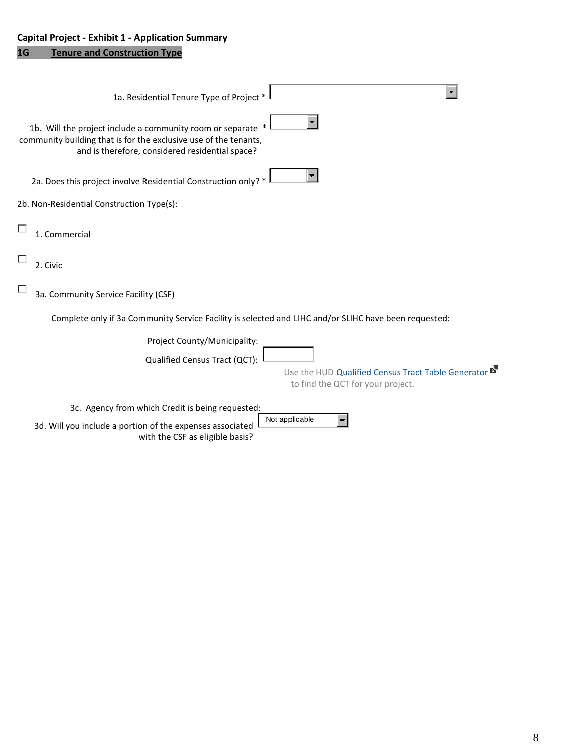**Capital Project - Exhibit 1 - Application Summary**

## 1G Tenure and Construction Type

1a. Residential Tenure Type of Project *

1b. Will the project include a community room or separate community building that is for the exclusive use of the tenants, and is therefore, considered residential space? *

2a. Does this project involve Residential Construction only? *

2b. Non-Residential Construction Type(s):

- ☐ 1. Commercial
- ☐ 2. Civic
- ☐ 3a. Community Service Facility (CSF)

Complete only if 3a Community Service Facility is selected and LIHC and/or SLIHC have been requested:

Project County/Municipality:

Qualified Census Tract (QCT):

Use the HUD Qualified Census Tract Table Generator to find the QCT for your project.

3c. Agency from which Credit is being requested:

3d. Will you include a portion of the expenses associated with the CSF as eligible basis? Not applicable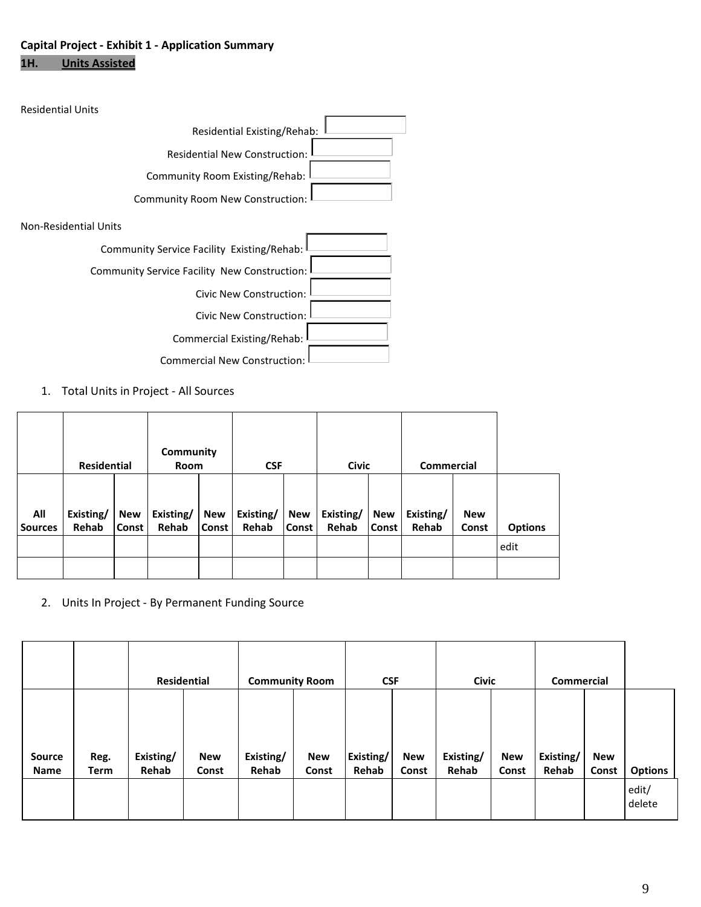**Capital Project - Exhibit 1 - Application Summary**

## 1H. Units Assisted

Residential Units

Residential Existing/Rehab:

Residential New Construction:

Community Room Existing/Rehab:

Community Room New Construction:

Non-Residential Units

Community Service Facility Existing/Rehab:

Community Service Facility New Construction:

Civic New Construction:

Civic New Construction:

Commercial Existing/Rehab:

Commercial New Construction:

1. Total Units in Project - All Sources

| | Residential | | Community Room | | CSF | | Civic | | Commercial | | |
|---|---|---|---|---|---|---|---|---|---|---|---|
| **All Sources** | **Existing/ Rehab** | **New Const** | **Existing/ Rehab** | **New Const** | **Existing/ Rehab** | **New Const** | **Existing/ Rehab** | **New Const** | **Existing/ Rehab** | **New Const** | **Options** |
| | | | | | | | | | | | edit |
| | | | | | | | | | | | |

2. Units In Project - By Permanent Funding Source

| | | Residential | | Community Room | | CSF | | Civic | | Commercial | | |
|---|---|---|---|---|---|---|---|---|---|---|---|---|
| **Source Name** | **Reg. Term** | **Existing/ Rehab** | **New Const** | **Existing/ Rehab** | **New Const** | **Existing/ Rehab** | **New Const** | **Existing/ Rehab** | **New Const** | **Existing/ Rehab** | **New Const** | **Options** |
| | | | | | | | | | | | | edit/ delete |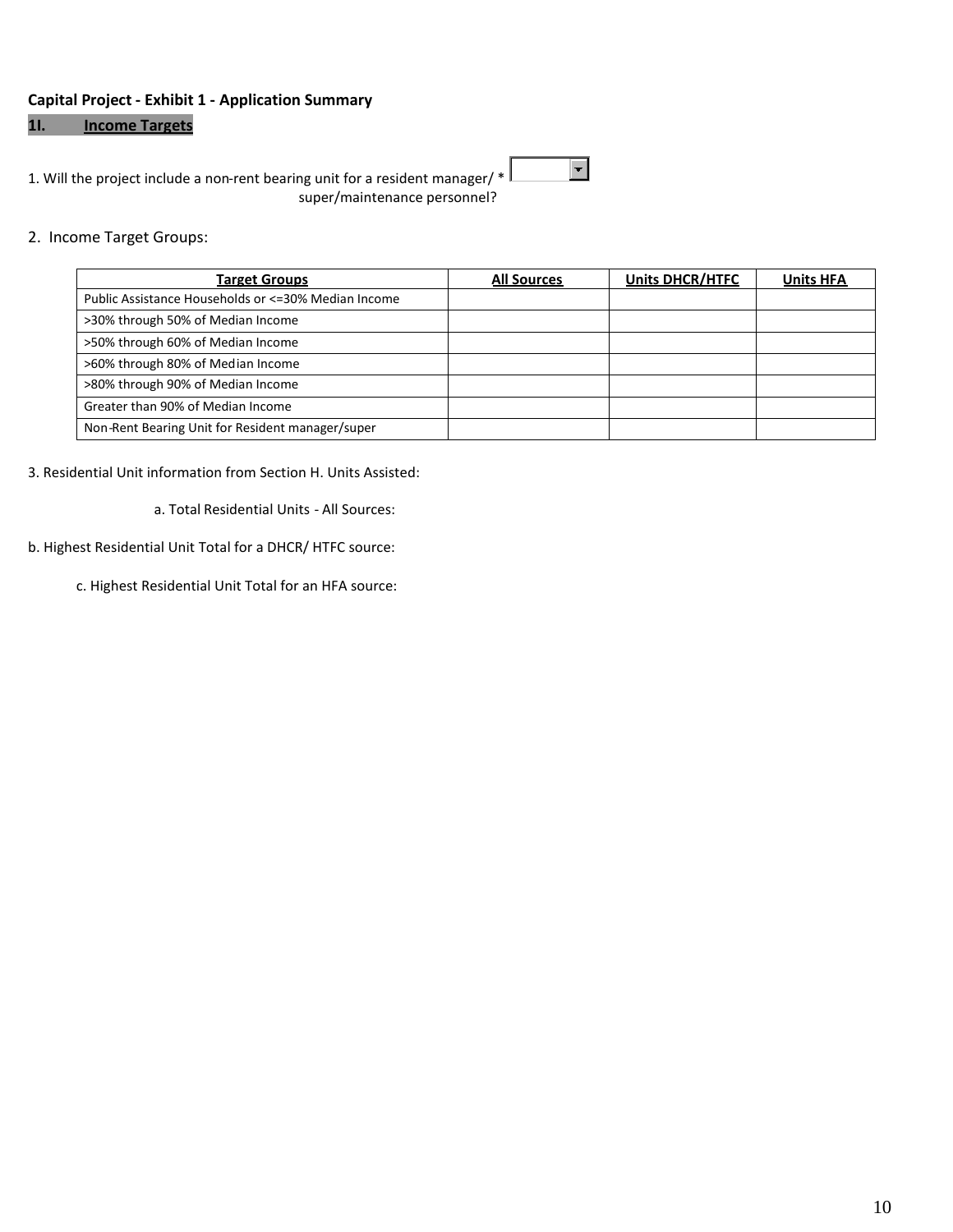**Capital Project - Exhibit 1 - Application Summary**

## 1I. Income Targets

1. Will the project include a non-rent bearing unit for a resident manager/ * super/maintenance personnel?

2. Income Target Groups:

| Target Groups | All Sources | Units DHCR/HTFC | Units HFA |
|---|---|---|---|
| Public Assistance Households or <=30% Median Income | | | |
| >30% through 50% of Median Income | | | |
| >50% through 60% of Median Income | | | |
| >60% through 80% of Median Income | | | |
| >80% through 90% of Median Income | | | |
| Greater than 90% of Median Income | | | |
| Non-Rent Bearing Unit for Resident manager/super | | | |

3. Residential Unit information from Section H. Units Assisted:

a. Total Residential Units - All Sources:

b. Highest Residential Unit Total for a DHCR/ HTFC source:

c. Highest Residential Unit Total for an HFA source: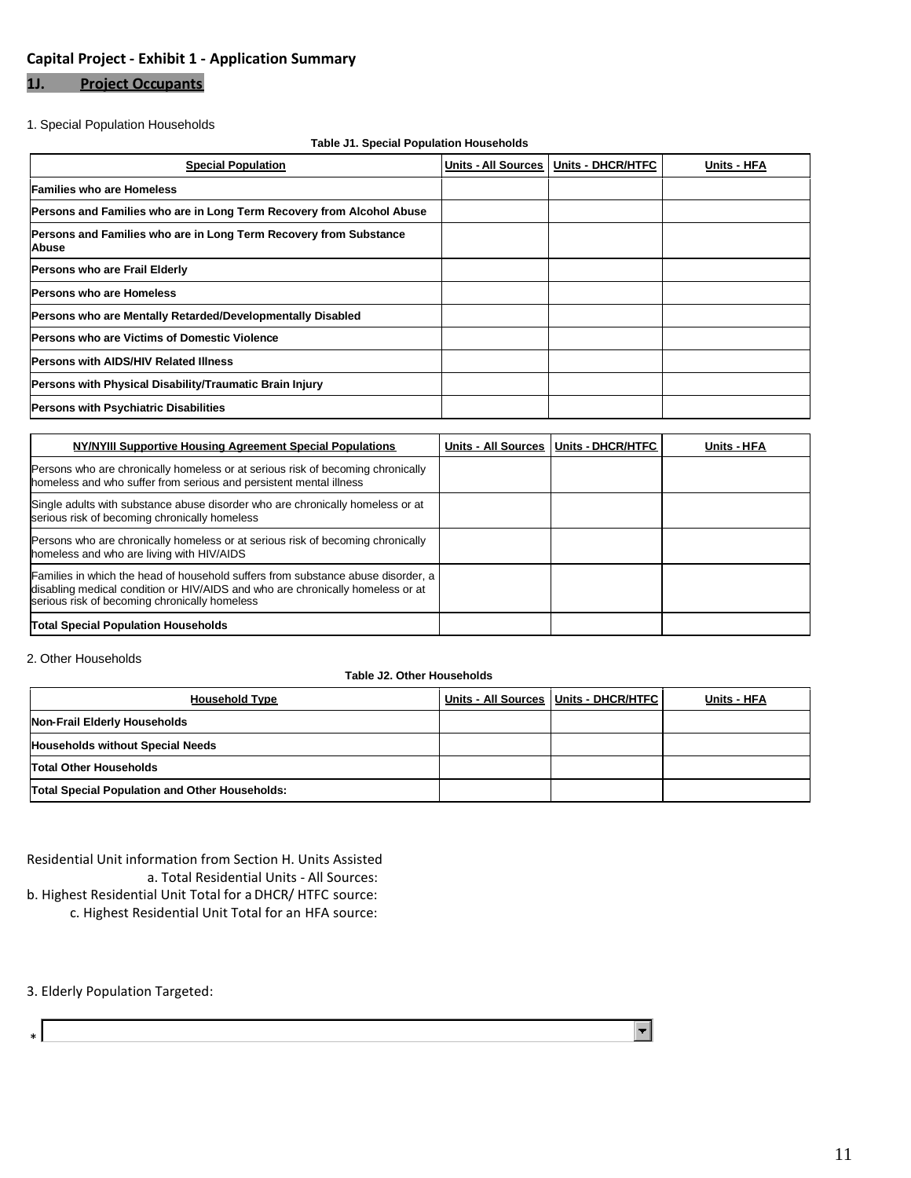## Capital Project - Exhibit 1 - Application Summary

### 1J. Project Occupants

1. Special Population Households

**Table J1. Special Population Households**

| Special Population | Units - All Sources | Units - DHCR/HTFC | Units - HFA |
|---|---|---|---|
| **Families who are Homeless** | | | |
| **Persons and Families who are in Long Term Recovery from Alcohol Abuse** | | | |
| **Persons and Families who are in Long Term Recovery from Substance Abuse** | | | |
| **Persons who are Frail Elderly** | | | |
| **Persons who are Homeless** | | | |
| **Persons who are Mentally Retarded/Developmentally Disabled** | | | |
| **Persons who are Victims of Domestic Violence** | | | |
| **Persons with AIDS/HIV Related Illness** | | | |
| **Persons with Physical Disability/Traumatic Brain Injury** | | | |
| **Persons with Psychiatric Disabilities** | | | |

| NY/NYIII Supportive Housing Agreement Special Populations | Units - All Sources | Units - DHCR/HTFC | Units - HFA |
|---|---|---|---|
| Persons who are chronically homeless or at serious risk of becoming chronically homeless and who suffer from serious and persistent mental illness | | | |
| Single adults with substance abuse disorder who are chronically homeless or at serious risk of becoming chronically homeless | | | |
| Persons who are chronically homeless or at serious risk of becoming chronically homeless and who are living with HIV/AIDS | | | |
| Families in which the head of household suffers from substance abuse disorder, a disabling medical condition or HIV/AIDS and who are chronically homeless or at serious risk of becoming chronically homeless | | | |
| **Total Special Population Households** | | | |

2. Other Households

**Table J2. Other Households**

| Household Type | Units - All Sources | Units - DHCR/HTFC | Units - HFA |
|---|---|---|---|
| **Non-Frail Elderly Households** | | | |
| **Households without Special Needs** | | | |
| **Total Other Households** | | | |
| **Total Special Population and Other Households:** | | | |

Residential Unit information from Section H. Units Assisted

a. Total Residential Units - All Sources:

b. Highest Residential Unit Total for a DHCR/ HTFC source:

c. Highest Residential Unit Total for an HFA source:

3. Elderly Population Targeted:

*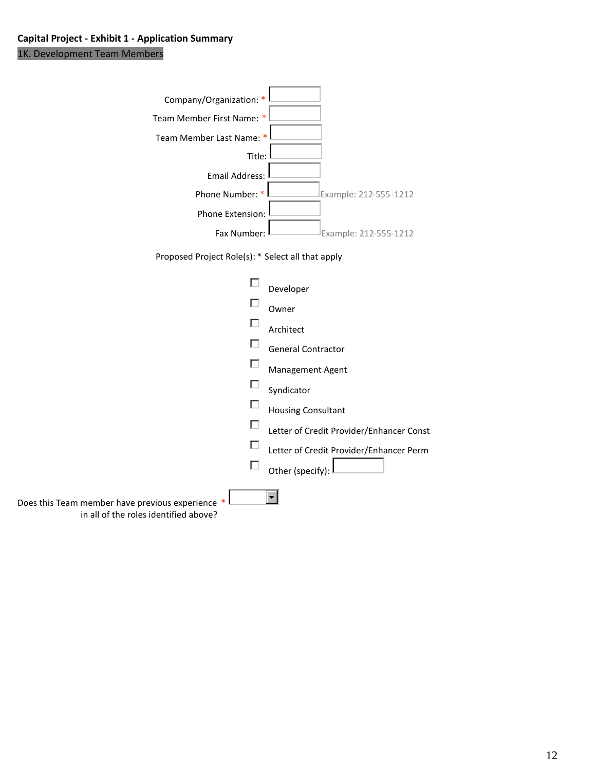**Capital Project - Exhibit 1 - Application Summary**

1K. Development Team Members

Company/Organization: *

Team Member First Name: *

Team Member Last Name: *

Title:

Email Address:

Phone Number: * Example: 212-555-1212

Phone Extension:

Fax Number: Example: 212-555-1212

Proposed Project Role(s): * Select all that apply

- ☐ Developer
- ☐ Owner
- ☐ Architect
- ☐ General Contractor
- ☐ Management Agent
- ☐ Syndicator
- ☐ Housing Consultant
- ☐ Letter of Credit Provider/Enhancer Const
- ☐ Letter of Credit Provider/Enhancer Perm
- ☐ Other (specify):

Does this Team member have previous experience in all of the roles identified above? *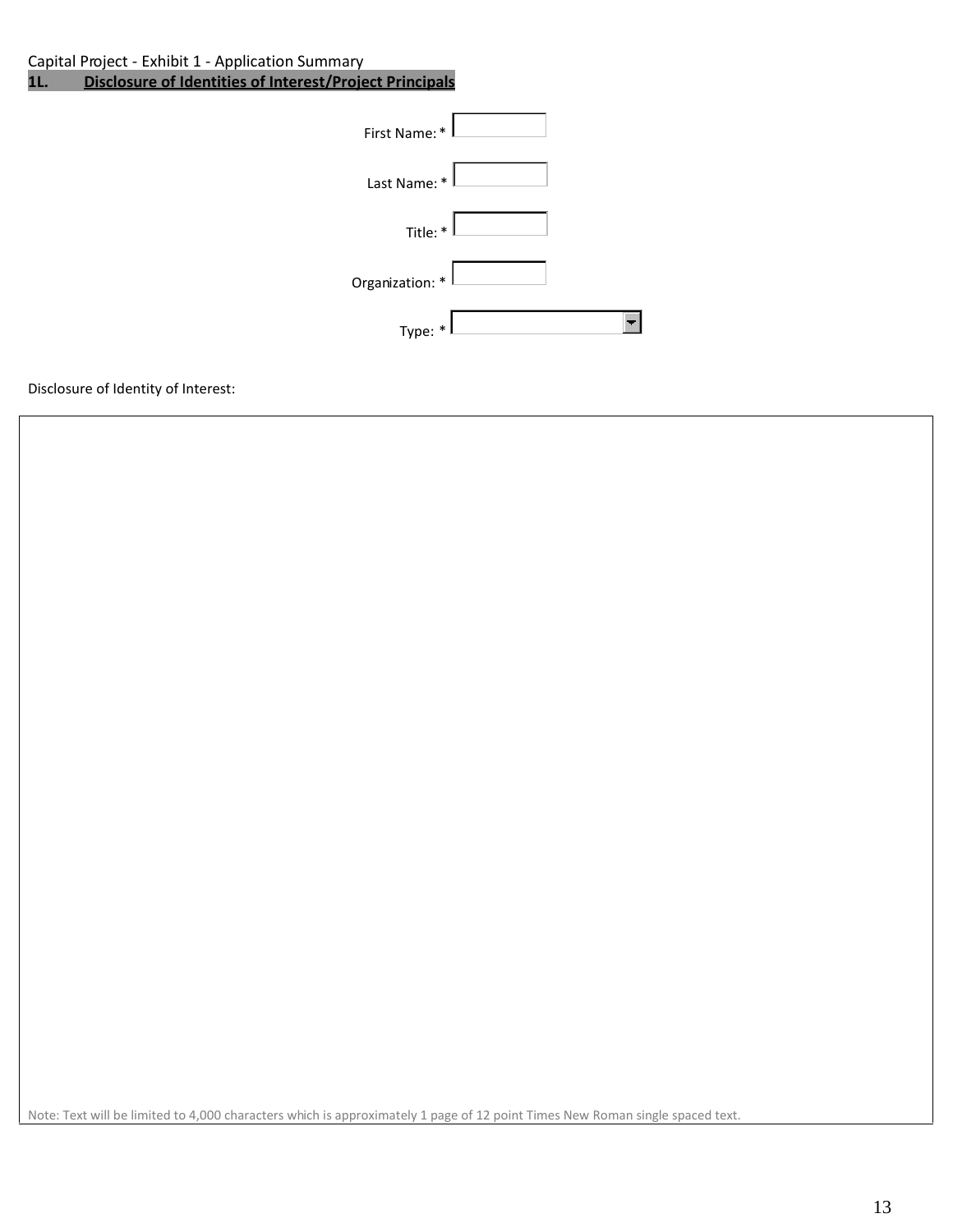Capital Project - Exhibit 1 - Application Summary

## 1L. Disclosure of Identities of Interest/Project Principals

First Name: *

Last Name: *

Title: *

Organization: *

Type: *

Disclosure of Identity of Interest:

Note: Text will be limited to 4,000 characters which is approximately 1 page of 12 point Times New Roman single spaced text.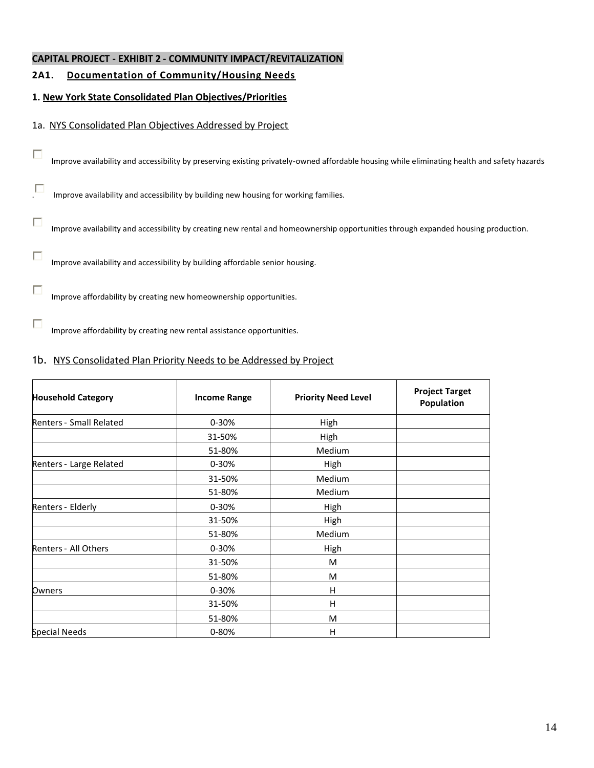**CAPITAL PROJECT - EXHIBIT 2 - COMMUNITY IMPACT/REVITALIZATION**

## 2A1. Documentation of Community/Housing Needs

### 1. New York State Consolidated Plan Objectives/Priorities

1a. NYS Consolidated Plan Objectives Addressed by Project

- ☐ Improve availability and accessibility by preserving existing privately-owned affordable housing while eliminating health and safety hazards
- ☐ Improve availability and accessibility by building new housing for working families.
- ☐ Improve availability and accessibility by creating new rental and homeownership opportunities through expanded housing production.
- ☐ Improve availability and accessibility by building affordable senior housing.
- ☐ Improve affordability by creating new homeownership opportunities.
- ☐ Improve affordability by creating new rental assistance opportunities.

1b. NYS Consolidated Plan Priority Needs to be Addressed by Project

| Household Category | Income Range | Priority Need Level | Project Target Population |
|---|---|---|---|
| Renters - Small Related | 0-30% | High | |
| | 31-50% | High | |
| | 51-80% | Medium | |
| Renters - Large Related | 0-30% | High | |
| | 31-50% | Medium | |
| | 51-80% | Medium | |
| Renters - Elderly | 0-30% | High | |
| | 31-50% | High | |
| | 51-80% | Medium | |
| Renters - All Others | 0-30% | High | |
| | 31-50% | M | |
| | 51-80% | M | |
| Owners | 0-30% | H | |
| | 31-50% | H | |
| | 51-80% | M | |
| Special Needs | 0-80% | H | |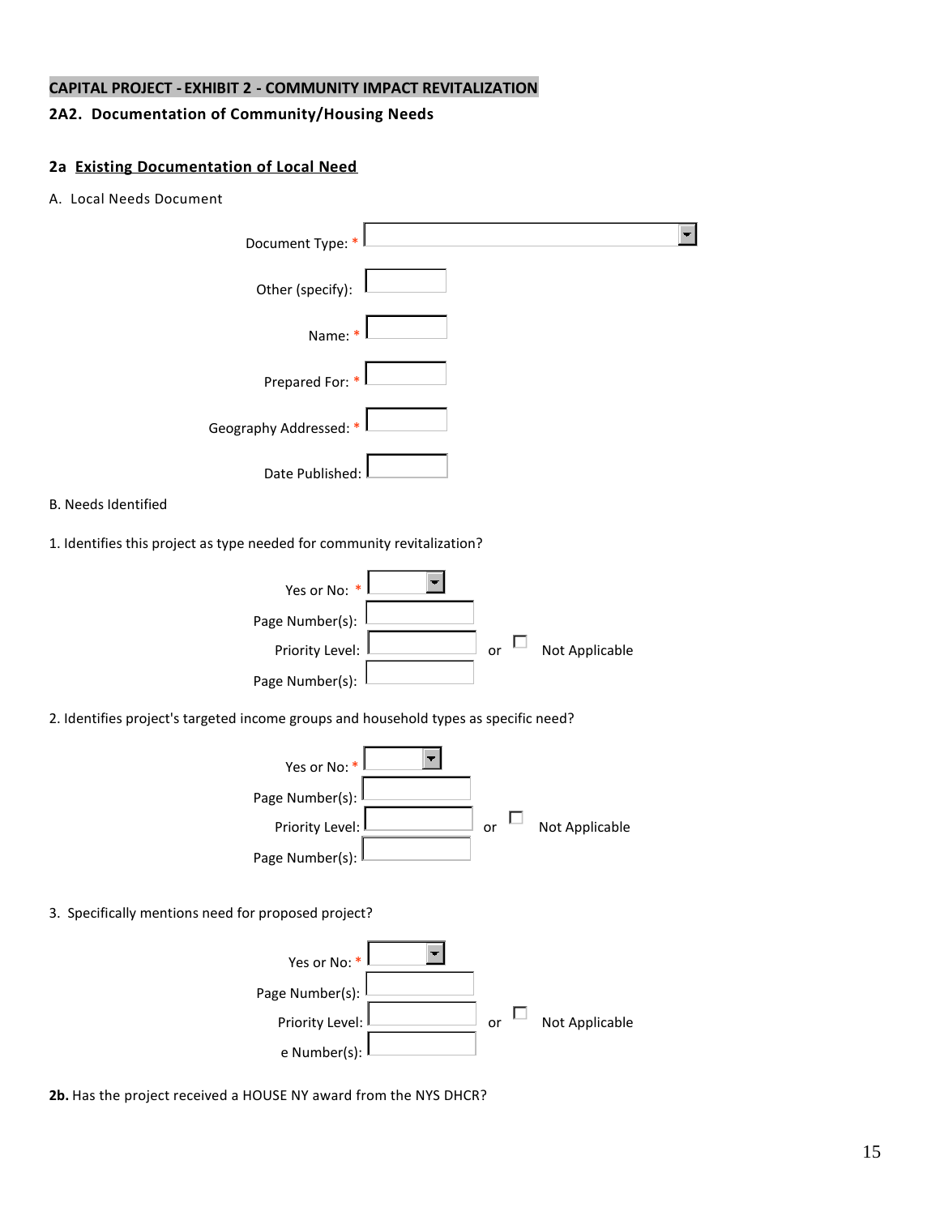## CAPITAL PROJECT - EXHIBIT 2 - COMMUNITY IMPACT REVITALIZATION

### 2A2. Documentation of Community/Housing Needs

### 2a Existing Documentation of Local Need

A. Local Needs Document

Document Type: *

Other (specify):

Name: *

Prepared For: *

Geography Addressed: *

Date Published:

B. Needs Identified

1. Identifies this project as type needed for community revitalization?

Yes or No: *

Page Number(s):

Priority Level: or ☐ Not Applicable

Page Number(s):

2. Identifies project's targeted income groups and household types as specific need?

Yes or No: *

Page Number(s):

Priority Level: or ☐ Not Applicable

Page Number(s):

3. Specifically mentions need for proposed project?

Yes or No: *

Page Number(s):

Priority Level: or ☐ Not Applicable

e Number(s):

**2b.** Has the project received a HOUSE NY award from the NYS DHCR?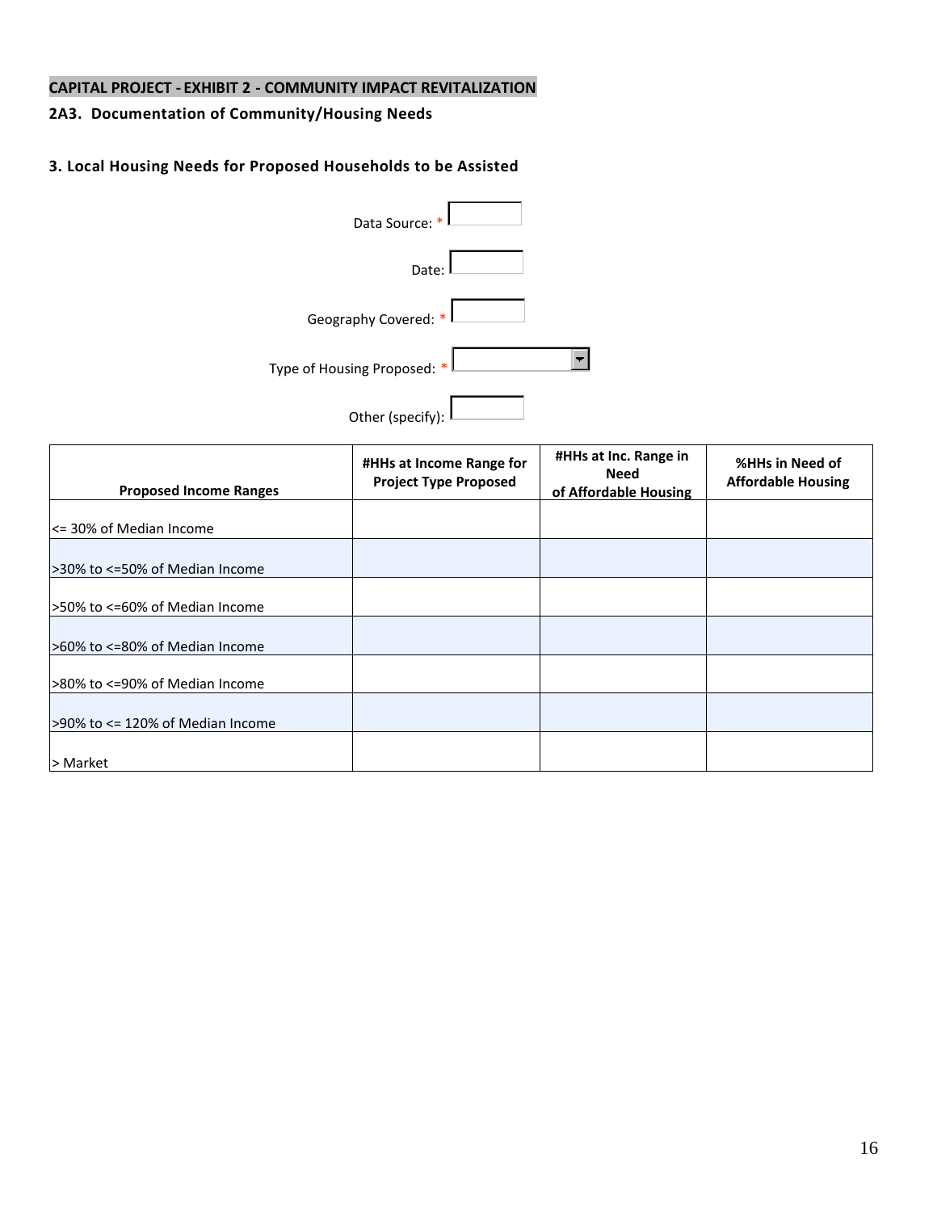**CAPITAL PROJECT - EXHIBIT 2 - COMMUNITY IMPACT REVITALIZATION**

**2A3. Documentation of Community/Housing Needs**

### 3. Local Housing Needs for Proposed Households to be Assisted

Data Source: *

Date:

Geography Covered: *

Type of Housing Proposed: *

Other (specify):

| Proposed Income Ranges | #HHs at Income Range for Project Type Proposed | #HHs at Inc. Range in Need of Affordable Housing | %HHs in Need of Affordable Housing |
|---|---|---|---|
| <= 30% of Median Income | | | |
| >30% to <=50% of Median Income | | | |
| >50% to <=60% of Median Income | | | |
| >60% to <=80% of Median Income | | | |
| >80% to <=90% of Median Income | | | |
| >90% to <= 120% of Median Income | | | |
| > Market | | | |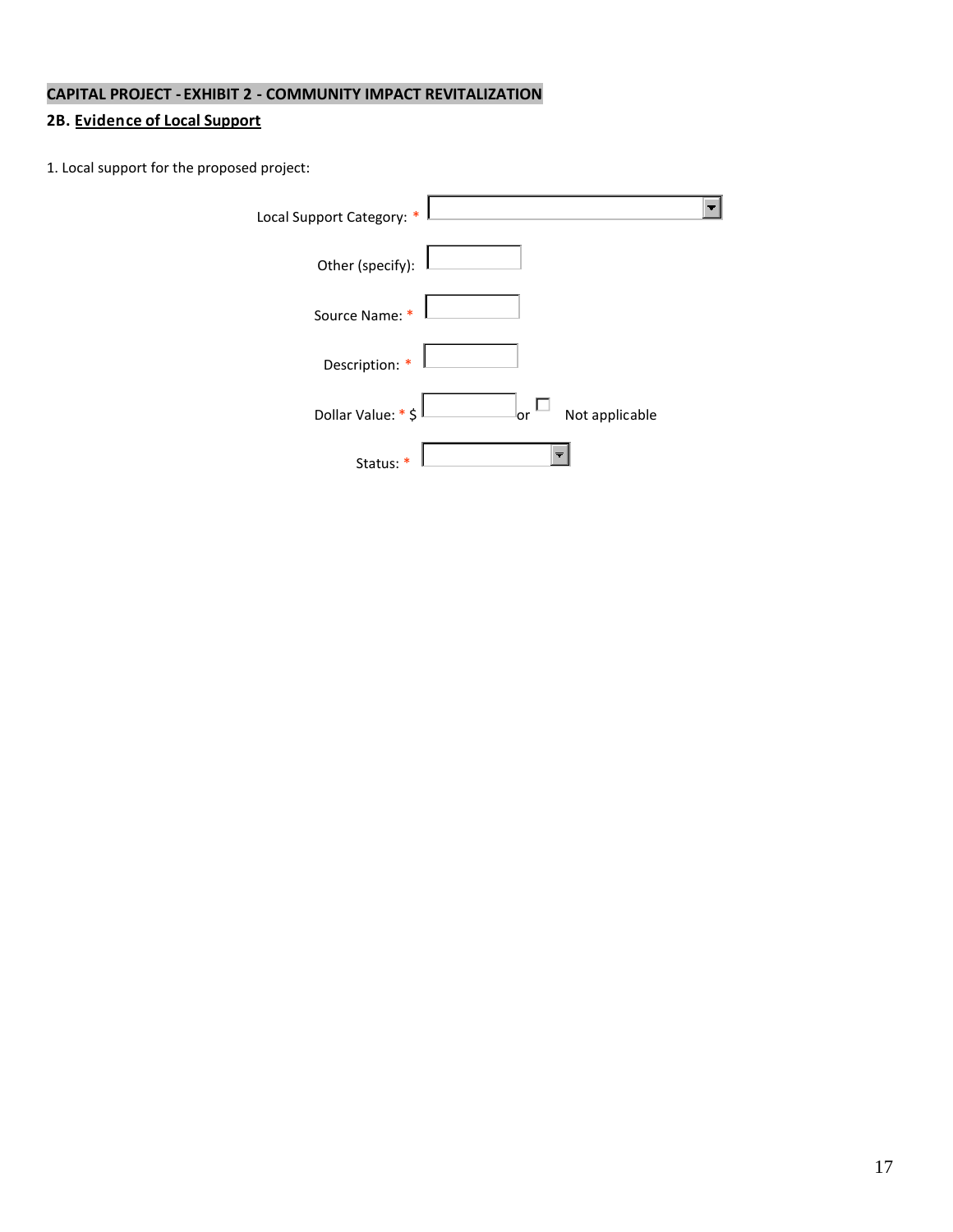## CAPITAL PROJECT - EXHIBIT 2 - COMMUNITY IMPACT REVITALIZATION

### 2B. Evidence of Local Support

1. Local support for the proposed project:

Local Support Category: * 

Other (specify): 

Source Name: * 

Description: * 

Dollar Value: * $ ______ or ☐ Not applicable

Status: *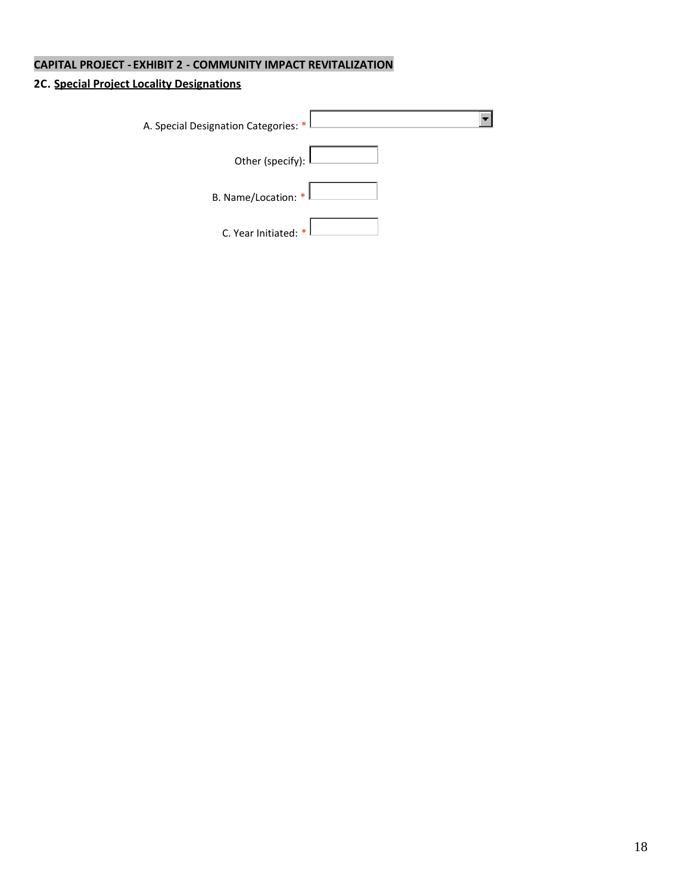## CAPITAL PROJECT - EXHIBIT 2 - COMMUNITY IMPACT REVITALIZATION

### 2C. Special Project Locality Designations

A. Special Designation Categories: *

Other (specify):

B. Name/Location: *

C. Year Initiated: *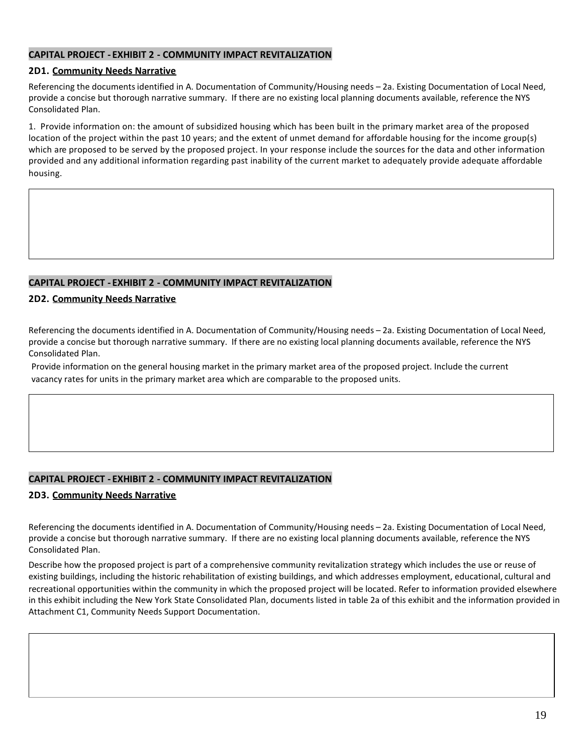**CAPITAL PROJECT - EXHIBIT 2 - COMMUNITY IMPACT REVITALIZATION**

**2D1. Community Needs Narrative**

Referencing the documents identified in A. Documentation of Community/Housing needs – 2a. Existing Documentation of Local Need, provide a concise but thorough narrative summary. If there are no existing local planning documents available, reference the NYS Consolidated Plan.

1. Provide information on: the amount of subsidized housing which has been built in the primary market area of the proposed location of the project within the past 10 years; and the extent of unmet demand for affordable housing for the income group(s) which are proposed to be served by the proposed project. In your response include the sources for the data and other information provided and any additional information regarding past inability of the current market to adequately provide adequate affordable housing.

**CAPITAL PROJECT - EXHIBIT 2 - COMMUNITY IMPACT REVITALIZATION**

**2D2. Community Needs Narrative**

Referencing the documents identified in A. Documentation of Community/Housing needs – 2a. Existing Documentation of Local Need, provide a concise but thorough narrative summary. If there are no existing local planning documents available, reference the NYS Consolidated Plan.

Provide information on the general housing market in the primary market area of the proposed project. Include the current vacancy rates for units in the primary market area which are comparable to the proposed units.

**CAPITAL PROJECT - EXHIBIT 2 - COMMUNITY IMPACT REVITALIZATION**

**2D3. Community Needs Narrative**

Referencing the documents identified in A. Documentation of Community/Housing needs – 2a. Existing Documentation of Local Need, provide a concise but thorough narrative summary. If there are no existing local planning documents available, reference the NYS Consolidated Plan.

Describe how the proposed project is part of a comprehensive community revitalization strategy which includes the use or reuse of existing buildings, including the historic rehabilitation of existing buildings, and which addresses employment, educational, cultural and recreational opportunities within the community in which the proposed project will be located. Refer to information provided elsewhere in this exhibit including the New York State Consolidated Plan, documents listed in table 2a of this exhibit and the information provided in Attachment C1, Community Needs Support Documentation.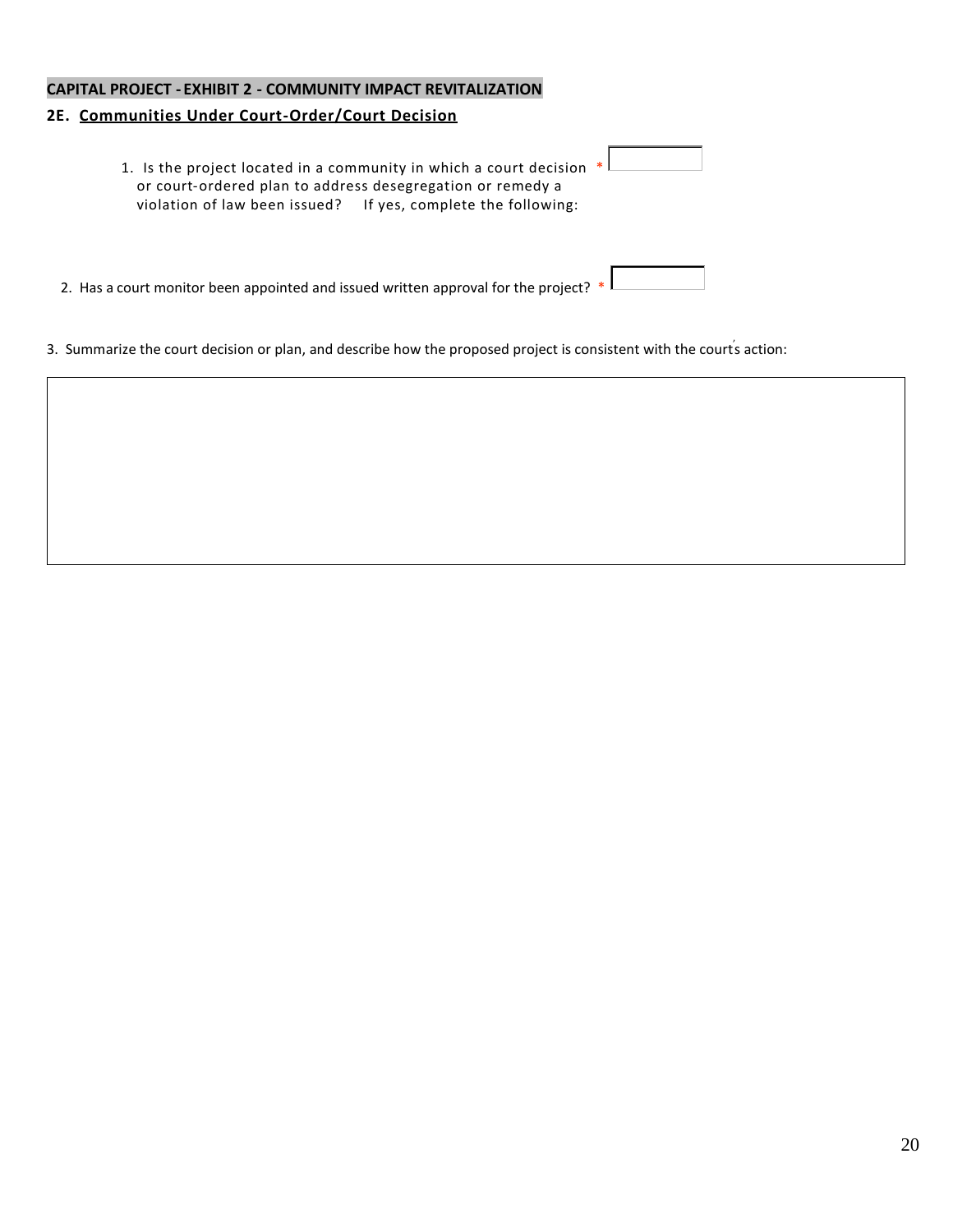**CAPITAL PROJECT - EXHIBIT 2 - COMMUNITY IMPACT REVITALIZATION**

**2E. Communities Under Court-Order/Court Decision**

1. Is the project located in a community in which a court decision or court-ordered plan to address desegregation or remedy a violation of law been issued? If yes, complete the following: *

2. Has a court monitor been appointed and issued written approval for the project? *

3. Summarize the court decision or plan, and describe how the proposed project is consistent with the court's action: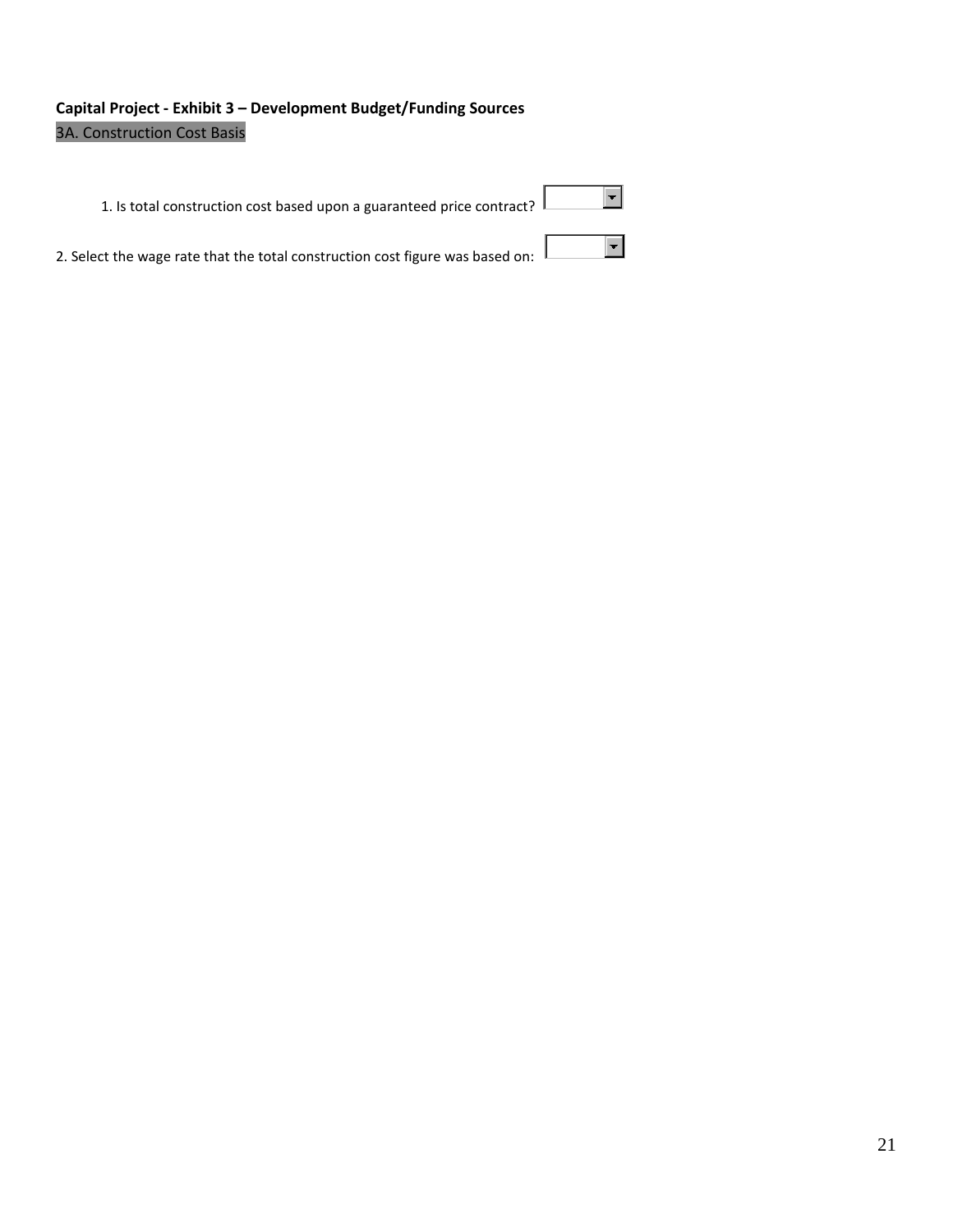**Capital Project - Exhibit 3 – Development Budget/Funding Sources**

3A. Construction Cost Basis

1. Is total construction cost based upon a guaranteed price contract?

2. Select the wage rate that the total construction cost figure was based on: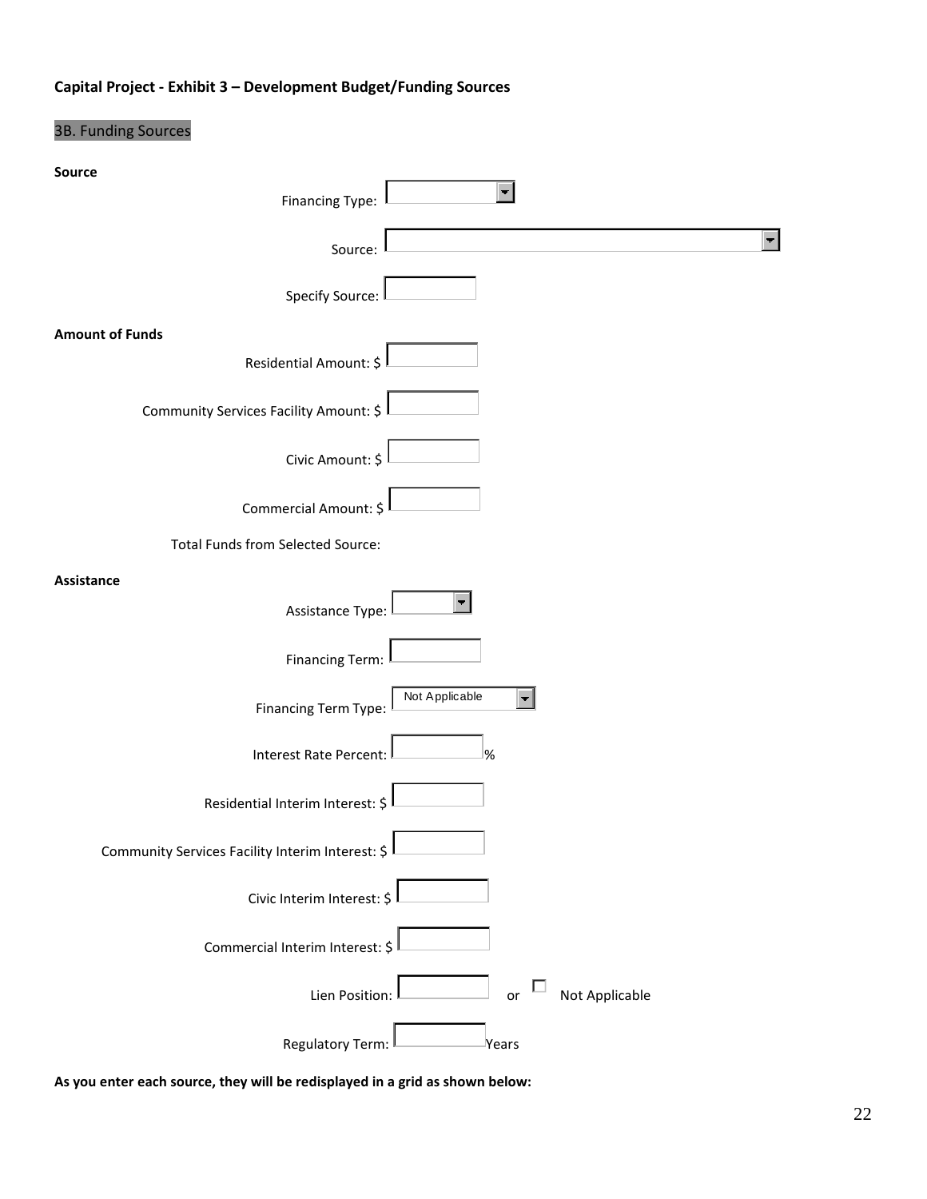**Capital Project - Exhibit 3 – Development Budget/Funding Sources**

3B. Funding Sources

**Source**

Financing Type:

Source:

Specify Source:

**Amount of Funds**

Residential Amount: $

Community Services Facility Amount: $

Civic Amount: $

Commercial Amount: $

Total Funds from Selected Source:

**Assistance**

Assistance Type:

Financing Term:

Financing Term Type: Not Applicable

Interest Rate Percent: %

Residential Interim Interest: $

Community Services Facility Interim Interest: $

Civic Interim Interest: $

Commercial Interim Interest: $

Lien Position: or ☐ Not Applicable

Regulatory Term: Years

**As you enter each source, they will be redisplayed in a grid as shown below:**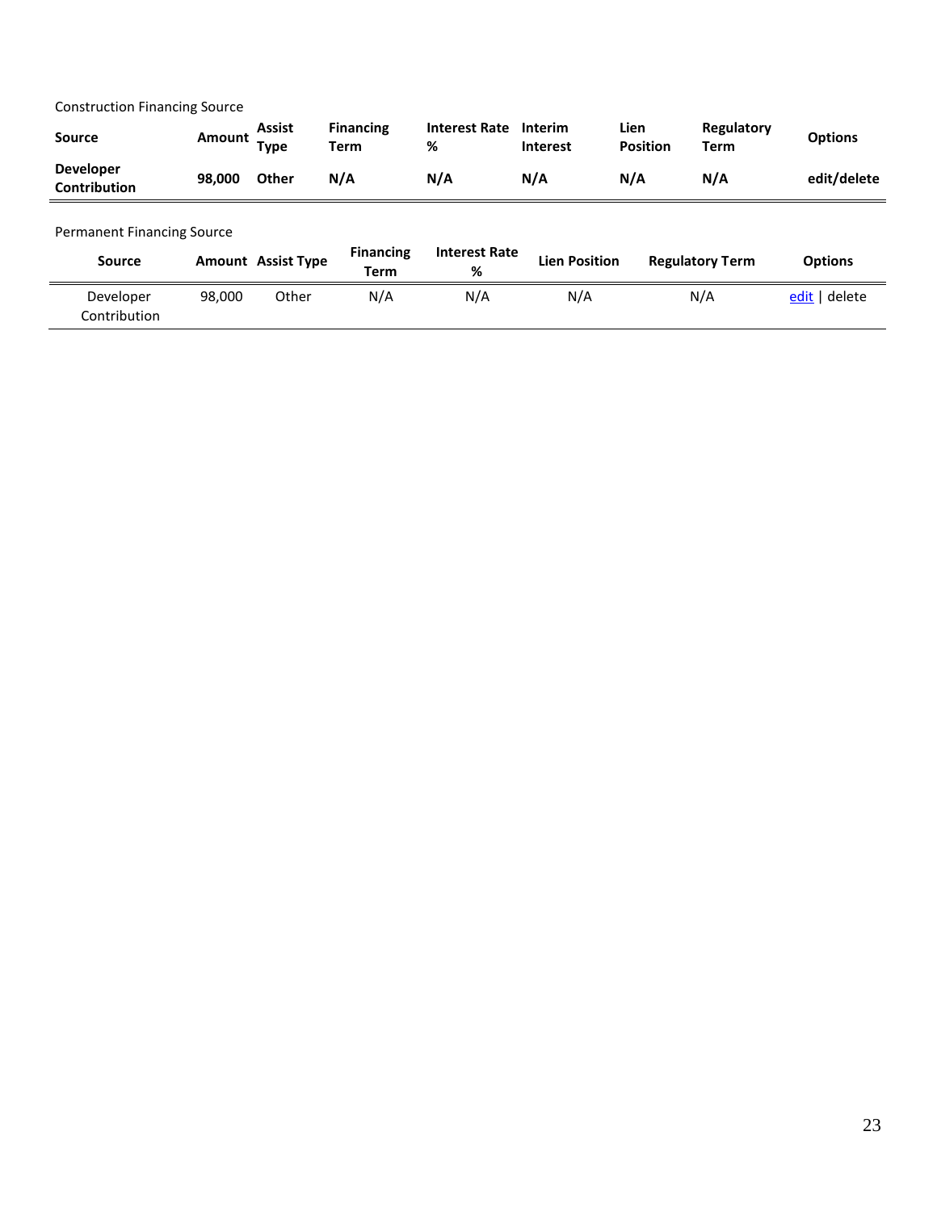Construction Financing Source

| Source | Amount | Assist Type | Financing Term | Interest Rate % | Interim Interest | Lien Position | Regulatory Term | Options |
|---|---|---|---|---|---|---|---|---|
| **Developer Contribution** | **98,000** | **Other** | **N/A** | **N/A** | **N/A** | **N/A** | **N/A** | **edit/delete** |

Permanent Financing Source

| Source | Amount | Assist Type | Financing Term | Interest Rate % | Lien Position | Regulatory Term | Options |
|---|---|---|---|---|---|---|---|
| Developer Contribution | 98,000 | Other | N/A | N/A | N/A | N/A | edit \| delete |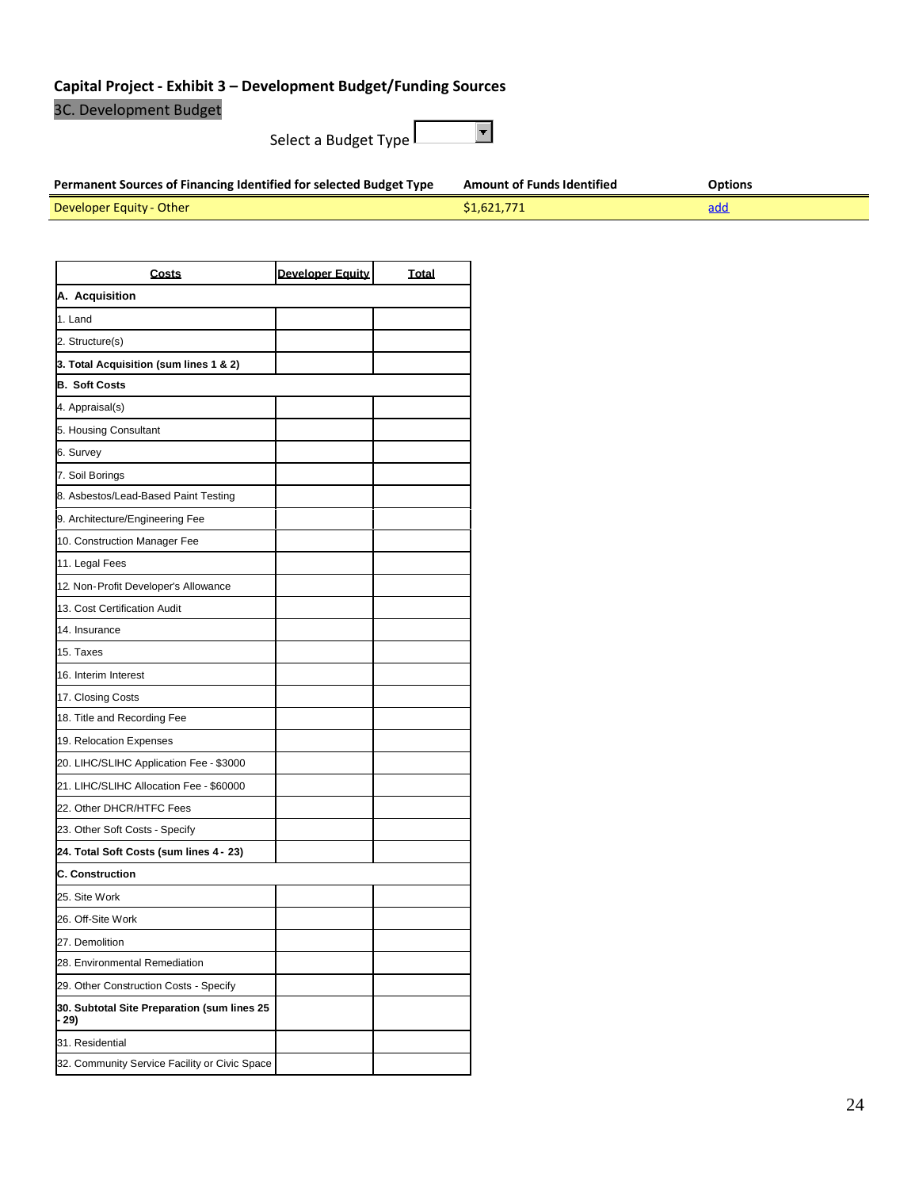## Capital Project - Exhibit 3 – Development Budget/Funding Sources

### 3C. Development Budget

Select a Budget Type

| Permanent Sources of Financing Identified for selected Budget Type | Amount of Funds Identified | Options |
|---|---|---|
| Developer Equity - Other | $1,621,771 | add |

| Costs | Developer Equity | Total |
|---|---|---|
| **A. Acquisition** | | |
| 1. Land | | |
| 2. Structure(s) | | |
| **3. Total Acquisition (sum lines 1 & 2)** | | |
| **B. Soft Costs** | | |
| 4. Appraisal(s) | | |
| 5. Housing Consultant | | |
| 6. Survey | | |
| 7. Soil Borings | | |
| 8. Asbestos/Lead-Based Paint Testing | | |
| 9. Architecture/Engineering Fee | | |
| 10. Construction Manager Fee | | |
| 11. Legal Fees | | |
| 12. Non-Profit Developer's Allowance | | |
| 13. Cost Certification Audit | | |
| 14. Insurance | | |
| 15. Taxes | | |
| 16. Interim Interest | | |
| 17. Closing Costs | | |
| 18. Title and Recording Fee | | |
| 19. Relocation Expenses | | |
| 20. LIHC/SLIHC Application Fee - $3000 | | |
| 21. LIHC/SLIHC Allocation Fee - $60000 | | |
| 22. Other DHCR/HTFC Fees | | |
| 23. Other Soft Costs - Specify | | |
| **24. Total Soft Costs (sum lines 4 - 23)** | | |
| **C. Construction** | | |
| 25. Site Work | | |
| 26. Off-Site Work | | |
| 27. Demolition | | |
| 28. Environmental Remediation | | |
| 29. Other Construction Costs - Specify | | |
| **30. Subtotal Site Preparation (sum lines 25 - 29)** | | |
| 31. Residential | | |
| 32. Community Service Facility or Civic Space | | |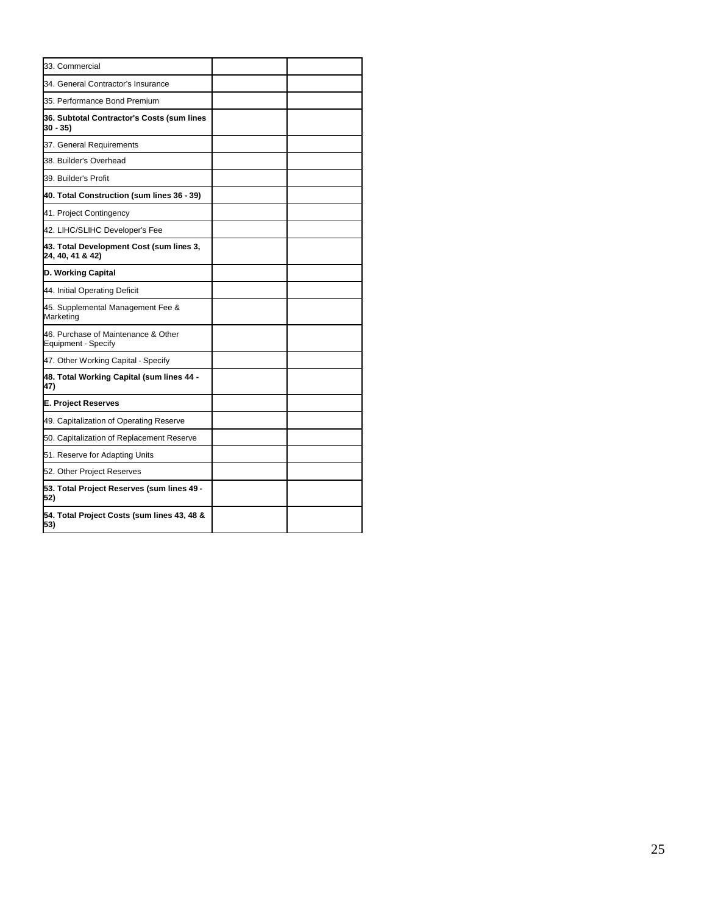| | | |
|---|---|---|
| 33. Commercial | | |
| 34. General Contractor's Insurance | | |
| 35. Performance Bond Premium | | |
| **36. Subtotal Contractor's Costs (sum lines 30 - 35)** | | |
| 37. General Requirements | | |
| 38. Builder's Overhead | | |
| 39. Builder's Profit | | |
| **40. Total Construction (sum lines 36 - 39)** | | |
| 41. Project Contingency | | |
| 42. LIHC/SLIHC Developer's Fee | | |
| **43. Total Development Cost (sum lines 3, 24, 40, 41 & 42)** | | |
| **D. Working Capital** | | |
| 44. Initial Operating Deficit | | |
| 45. Supplemental Management Fee & Marketing | | |
| 46. Purchase of Maintenance & Other Equipment - Specify | | |
| 47. Other Working Capital - Specify | | |
| **48. Total Working Capital (sum lines 44 - 47)** | | |
| **E. Project Reserves** | | |
| 49. Capitalization of Operating Reserve | | |
| 50. Capitalization of Replacement Reserve | | |
| 51. Reserve for Adapting Units | | |
| 52. Other Project Reserves | | |
| **53. Total Project Reserves (sum lines 49 - 52)** | | |
| **54. Total Project Costs (sum lines 43, 48 & 53)** | | |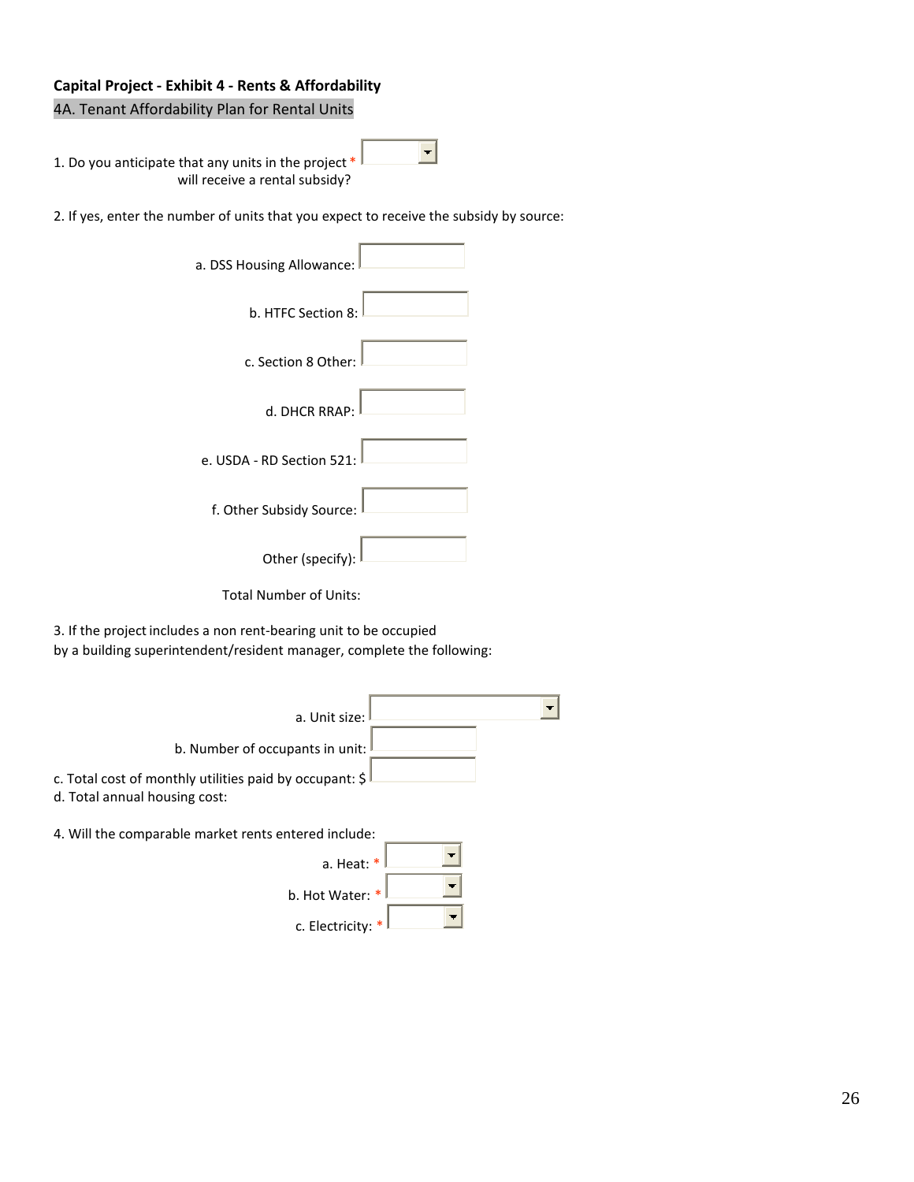**Capital Project - Exhibit 4 - Rents & Affordability**

4A. Tenant Affordability Plan for Rental Units

1. Do you anticipate that any units in the project * will receive a rental subsidy?

2. If yes, enter the number of units that you expect to receive the subsidy by source:

a. DSS Housing Allowance:

b. HTFC Section 8:

c. Section 8 Other:

d. DHCR RRAP:

e. USDA - RD Section 521:

f. Other Subsidy Source:

Other (specify):

Total Number of Units:

3. If the project includes a non rent-bearing unit to be occupied by a building superintendent/resident manager, complete the following:

a. Unit size:

b. Number of occupants in unit:

c. Total cost of monthly utilities paid by occupant: $

d. Total annual housing cost:

4. Will the comparable market rents entered include:

a. Heat: *

b. Hot Water: *

c. Electricity: *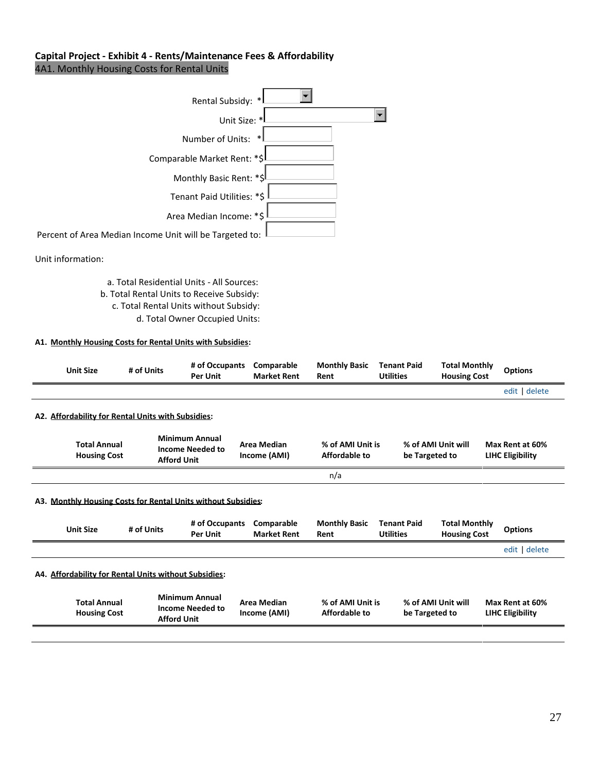## Capital Project - Exhibit 4 - Rents/Maintenance Fees & Affordability

### 4A1. Monthly Housing Costs for Rental Units

Rental Subsidy: *

Unit Size: *

Number of Units: *

Comparable Market Rent: *$

Monthly Basic Rent: *$

Tenant Paid Utilities: *$

Area Median Income: *$

Percent of Area Median Income Unit will be Targeted to:

Unit information:

a. Total Residential Units - All Sources:
b. Total Rental Units to Receive Subsidy:
c. Total Rental Units without Subsidy:
d. Total Owner Occupied Units:

**A1. Monthly Housing Costs for Rental Units with Subsidies:**

| Unit Size | # of Units | # of Occupants Per Unit | Comparable Market Rent | Monthly Basic Rent | Tenant Paid Utilities | Total Monthly Housing Cost | Options |
|---|---|---|---|---|---|---|---|
| | | | | | | | edit \| delete |

**A2. Affordability for Rental Units with Subsidies:**

| Total Annual Housing Cost | Minimum Annual Income Needed to Afford Unit | Area Median Income (AMI) | % of AMI Unit is Affordable to | % of AMI Unit will be Targeted to | Max Rent at 60% LIHC Eligibility |
|---|---|---|---|---|---|
| | | | n/a | | |

**A3. Monthly Housing Costs for Rental Units without Subsidies:**

| Unit Size | # of Units | # of Occupants Per Unit | Comparable Market Rent | Monthly Basic Rent | Tenant Paid Utilities | Total Monthly Housing Cost | Options |
|---|---|---|---|---|---|---|---|
| | | | | | | | edit \| delete |

**A4. Affordability for Rental Units without Subsidies:**

| Total Annual Housing Cost | Minimum Annual Income Needed to Afford Unit | Area Median Income (AMI) | % of AMI Unit is Affordable to | % of AMI Unit will be Targeted to | Max Rent at 60% LIHC Eligibility |
|---|---|---|---|---|---|
| | | | | | |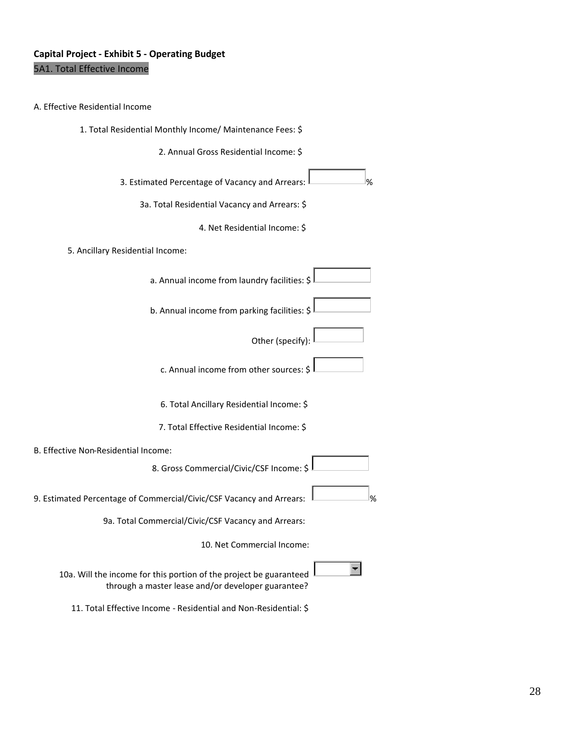**Capital Project - Exhibit 5 - Operating Budget**

5A1. Total Effective Income

A. Effective Residential Income

1. Total Residential Monthly Income/ Maintenance Fees: $

2. Annual Gross Residential Income: $

3. Estimated Percentage of Vacancy and Arrears: %

3a. Total Residential Vacancy and Arrears: $

4. Net Residential Income: $

5. Ancillary Residential Income:

a. Annual income from laundry facilities: $

b. Annual income from parking facilities: $

Other (specify):

c. Annual income from other sources: $

6. Total Ancillary Residential Income: $

7. Total Effective Residential Income: $

B. Effective Non-Residential Income:

8. Gross Commercial/Civic/CSF Income: $

9. Estimated Percentage of Commercial/Civic/CSF Vacancy and Arrears: %

9a. Total Commercial/Civic/CSF Vacancy and Arrears:

10. Net Commercial Income:

10a. Will the income for this portion of the project be guaranteed through a master lease and/or developer guarantee?

11. Total Effective Income - Residential and Non-Residential: $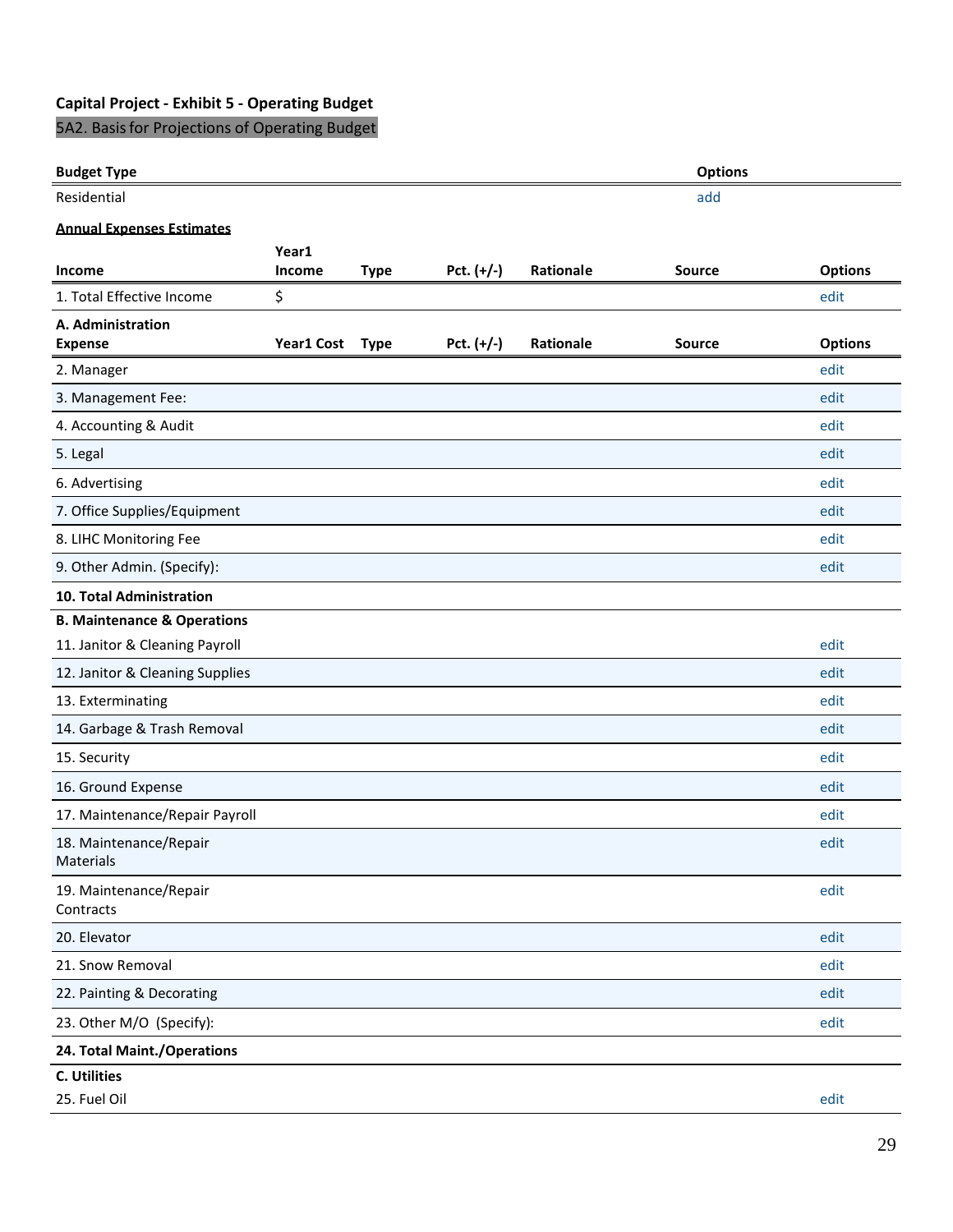**Capital Project - Exhibit 5 - Operating Budget**

5A2. Basis for Projections of Operating Budget

| Budget Type | Options |
|---|---|
| Residential | add |

**Annual Expenses Estimates**

| Income | Year1 Income | Type | Pct. (+/-) | Rationale | Source | Options |
|---|---|---|---|---|---|---|
| 1. Total Effective Income | $ | | | | | edit |
| **A. Administration Expense** | **Year1 Cost** | **Type** | **Pct. (+/-)** | **Rationale** | **Source** | **Options** |
| 2. Manager | | | | | | edit |
| 3. Management Fee: | | | | | | edit |
| 4. Accounting & Audit | | | | | | edit |
| 5. Legal | | | | | | edit |
| 6. Advertising | | | | | | edit |
| 7. Office Supplies/Equipment | | | | | | edit |
| 8. LIHC Monitoring Fee | | | | | | edit |
| 9. Other Admin. (Specify): | | | | | | edit |
| **10. Total Administration** | | | | | | |
| **B. Maintenance & Operations** | | | | | | |
| 11. Janitor & Cleaning Payroll | | | | | | edit |
| 12. Janitor & Cleaning Supplies | | | | | | edit |
| 13. Exterminating | | | | | | edit |
| 14. Garbage & Trash Removal | | | | | | edit |
| 15. Security | | | | | | edit |
| 16. Ground Expense | | | | | | edit |
| 17. Maintenance/Repair Payroll | | | | | | edit |
| 18. Maintenance/Repair Materials | | | | | | edit |
| 19. Maintenance/Repair Contracts | | | | | | edit |
| 20. Elevator | | | | | | edit |
| 21. Snow Removal | | | | | | edit |
| 22. Painting & Decorating | | | | | | edit |
| 23. Other M/O (Specify): | | | | | | edit |
| **24. Total Maint./Operations** | | | | | | |
| **C. Utilities** | | | | | | |
| 25. Fuel Oil | | | | | | edit |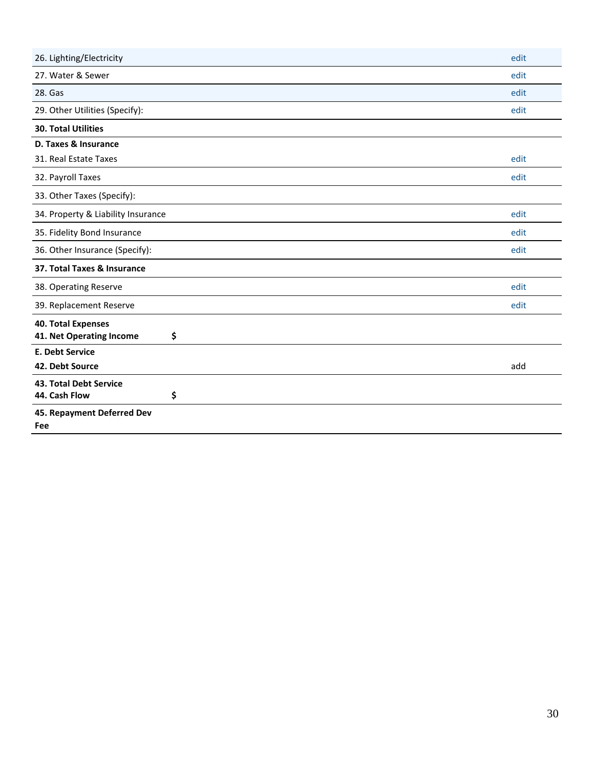| | | |
|---|---|---|
| 26. Lighting/Electricity | | edit |
| 27. Water & Sewer | | edit |
| 28. Gas | | edit |
| 29. Other Utilities (Specify): | | edit |
| **30. Total Utilities** | | |
| **D. Taxes & Insurance** | | |
| 31. Real Estate Taxes | | edit |
| 32. Payroll Taxes | | edit |
| 33. Other Taxes (Specify): | | |
| 34. Property & Liability Insurance | | edit |
| 35. Fidelity Bond Insurance | | edit |
| 36. Other Insurance (Specify): | | edit |
| **37. Total Taxes & Insurance** | | |
| 38. Operating Reserve | | edit |
| 39. Replacement Reserve | | edit |
| **40. Total Expenses** | | |
| **41. Net Operating Income** | **$** | |
| **E. Debt Service** | | |
| **42. Debt Source** | | add |
| **43. Total Debt Service** | | |
| **44. Cash Flow** | **$** | |
| **45. Repayment Deferred Dev Fee** | | |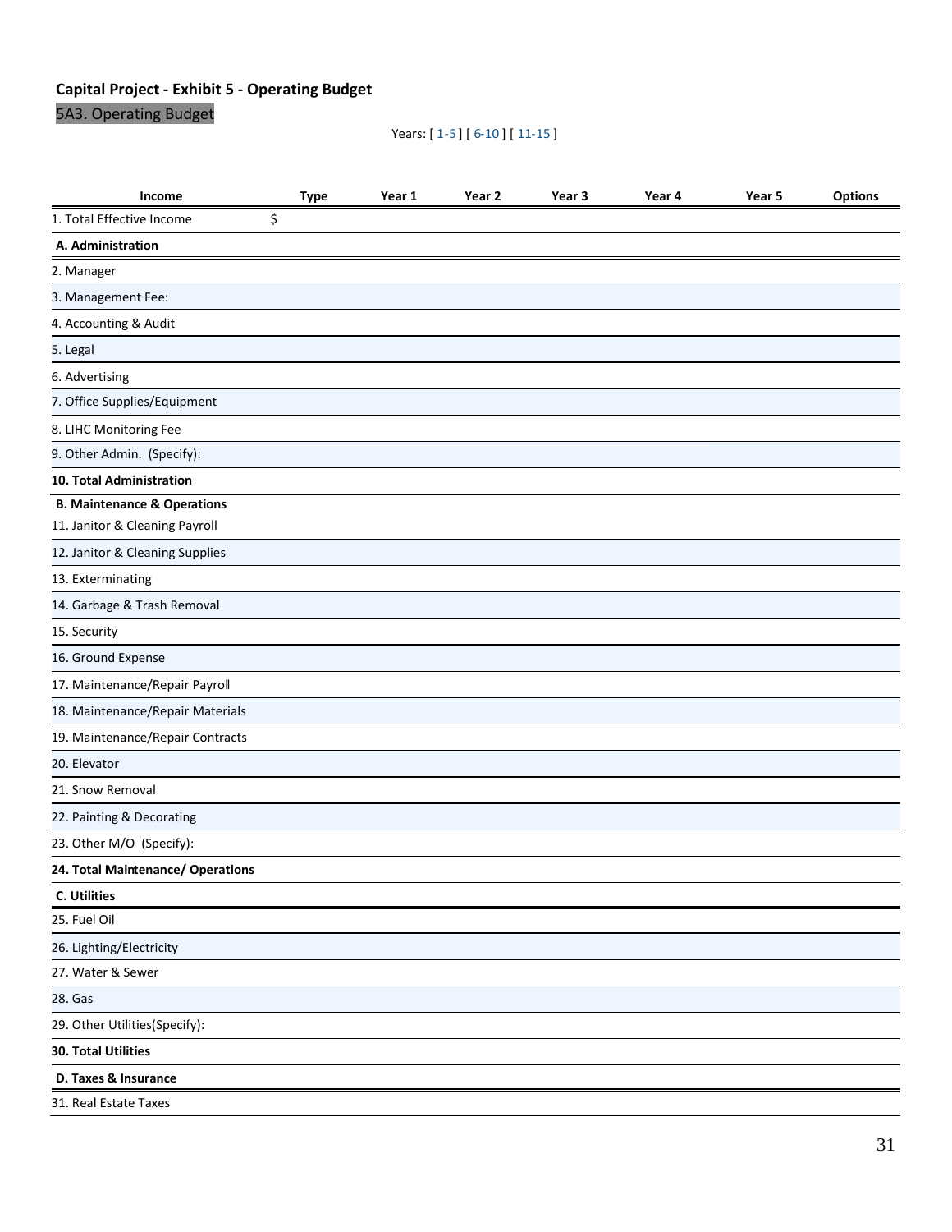**Capital Project - Exhibit 5 - Operating Budget**

5A3. Operating Budget

Years: [ 1-5 ] [ 6-10 ] [ 11-15 ]

| Income | Type | Year 1 | Year 2 | Year 3 | Year 4 | Year 5 | Options |
|---|---|---|---|---|---|---|---|
| 1. Total Effective Income | $ | | | | | | |
| **A. Administration** | | | | | | | |
| 2. Manager | | | | | | | |
| 3. Management Fee: | | | | | | | |
| 4. Accounting & Audit | | | | | | | |
| 5. Legal | | | | | | | |
| 6. Advertising | | | | | | | |
| 7. Office Supplies/Equipment | | | | | | | |
| 8. LIHC Monitoring Fee | | | | | | | |
| 9. Other Admin. (Specify): | | | | | | | |
| **10. Total Administration** | | | | | | | |
| **B. Maintenance & Operations** | | | | | | | |
| 11. Janitor & Cleaning Payroll | | | | | | | |
| 12. Janitor & Cleaning Supplies | | | | | | | |
| 13. Exterminating | | | | | | | |
| 14. Garbage & Trash Removal | | | | | | | |
| 15. Security | | | | | | | |
| 16. Ground Expense | | | | | | | |
| 17. Maintenance/Repair Payroll | | | | | | | |
| 18. Maintenance/Repair Materials | | | | | | | |
| 19. Maintenance/Repair Contracts | | | | | | | |
| 20. Elevator | | | | | | | |
| 21. Snow Removal | | | | | | | |
| 22. Painting & Decorating | | | | | | | |
| 23. Other M/O (Specify): | | | | | | | |
| **24. Total Maintenance/ Operations** | | | | | | | |
| **C. Utilities** | | | | | | | |
| 25. Fuel Oil | | | | | | | |
| 26. Lighting/Electricity | | | | | | | |
| 27. Water & Sewer | | | | | | | |
| 28. Gas | | | | | | | |
| 29. Other Utilities(Specify): | | | | | | | |
| **30. Total Utilities** | | | | | | | |
| **D. Taxes & Insurance** | | | | | | | |
| 31. Real Estate Taxes | | | | | | | |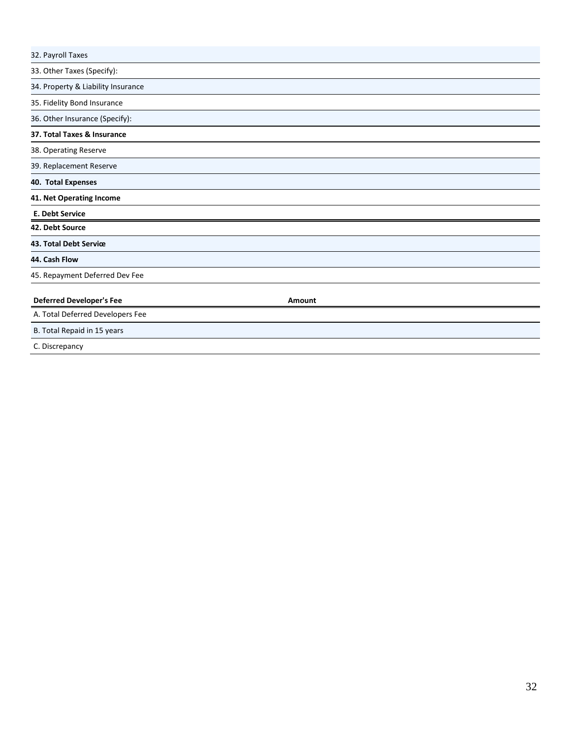| 32. Payroll Taxes |
|---|
| 33. Other Taxes (Specify): |
| 34. Property & Liability Insurance |
| 35. Fidelity Bond Insurance |
| 36. Other Insurance (Specify): |
| **37. Total Taxes & Insurance** |
| 38. Operating Reserve |
| 39. Replacement Reserve |
| **40. Total Expenses** |
| **41. Net Operating Income** |
| **E. Debt Service** |
| **42. Debt Source** |
| **43. Total Debt Service** |
| **44. Cash Flow** |
| 45. Repayment Deferred Dev Fee |

| **Deferred Developer's Fee** | **Amount** |
|---|---|
| A. Total Deferred Developers Fee | |
| B. Total Repaid in 15 years | |
| C. Discrepancy | |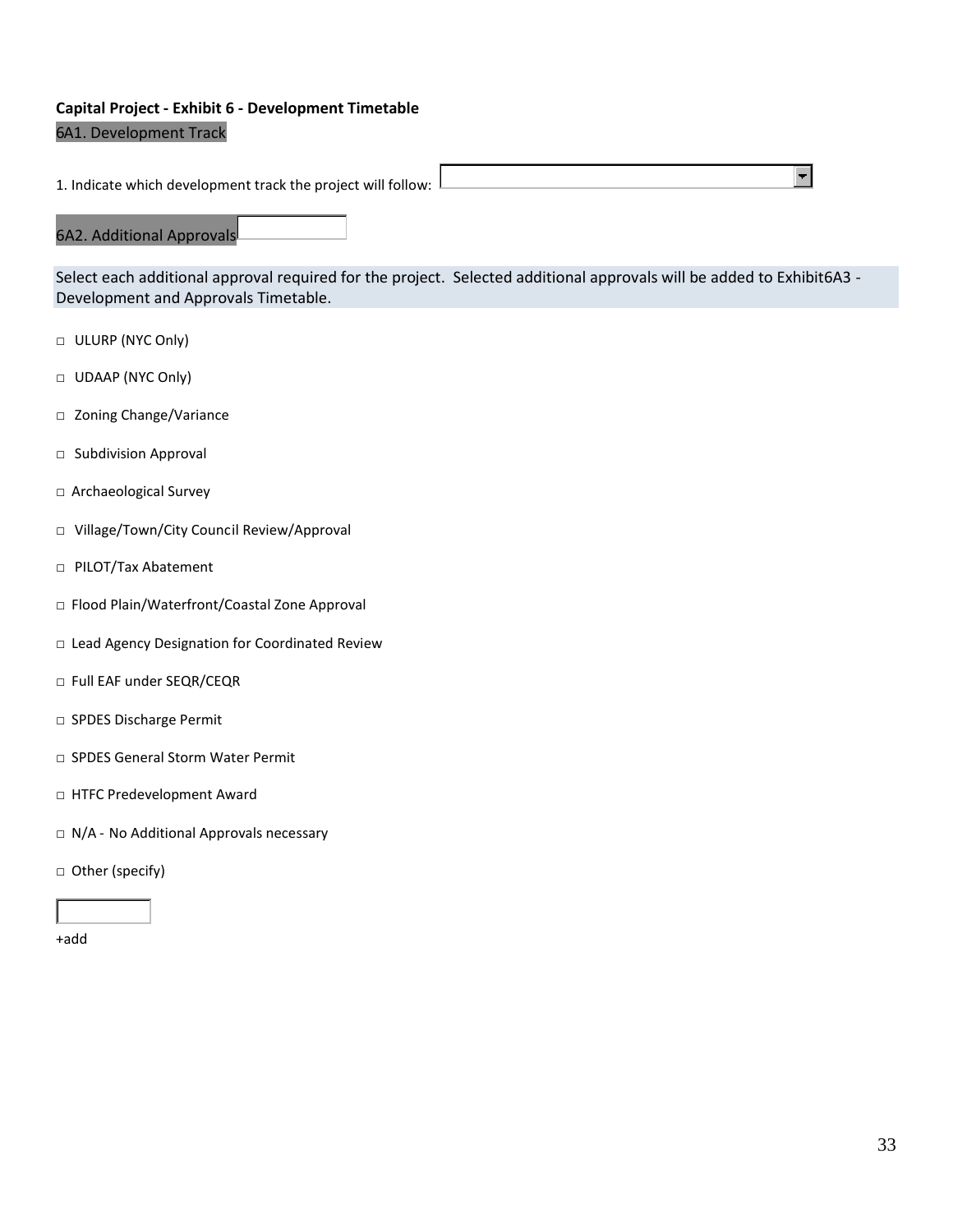**Capital Project - Exhibit 6 - Development Timetable**

6A1. Development Track

1. Indicate which development track the project will follow:

6A2. Additional Approvals

Select each additional approval required for the project. Selected additional approvals will be added to Exhibit6A3 - Development and Approvals Timetable.

□ ULURP (NYC Only)

□ UDAAP (NYC Only)

□ Zoning Change/Variance

□ Subdivision Approval

□ Archaeological Survey

□ Village/Town/City Council Review/Approval

□ PILOT/Tax Abatement

□ Flood Plain/Waterfront/Coastal Zone Approval

□ Lead Agency Designation for Coordinated Review

□ Full EAF under SEQR/CEQR

□ SPDES Discharge Permit

□ SPDES General Storm Water Permit

□ HTFC Predevelopment Award

□ N/A - No Additional Approvals necessary

□ Other (specify)

+add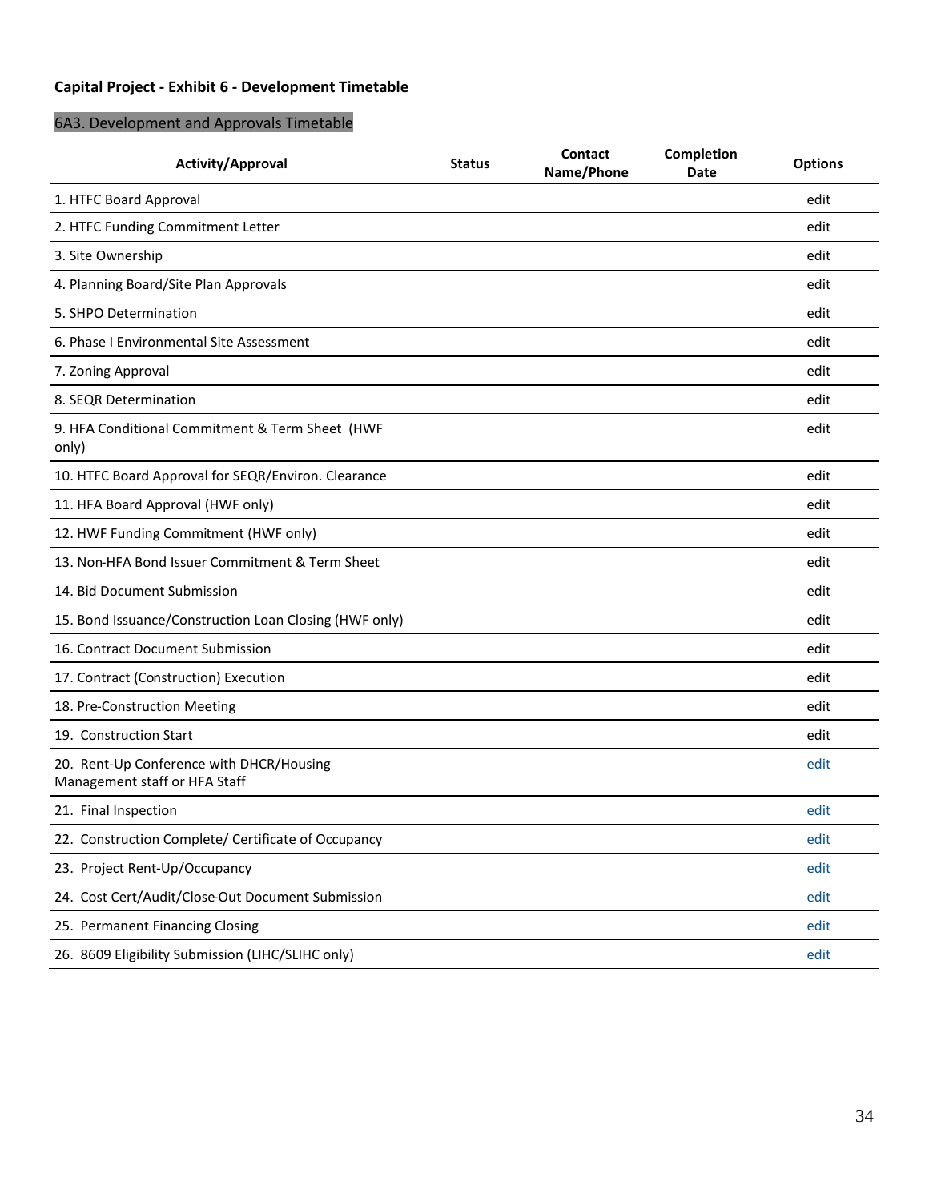**Capital Project - Exhibit 6 - Development Timetable**

6A3. Development and Approvals Timetable

| Activity/Approval | Status | Contact Name/Phone | Completion Date | Options |
|---|---|---|---|---|
| 1. HTFC Board Approval | | | | edit |
| 2. HTFC Funding Commitment Letter | | | | edit |
| 3. Site Ownership | | | | edit |
| 4. Planning Board/Site Plan Approvals | | | | edit |
| 5. SHPO Determination | | | | edit |
| 6. Phase I Environmental Site Assessment | | | | edit |
| 7. Zoning Approval | | | | edit |
| 8. SEQR Determination | | | | edit |
| 9. HFA Conditional Commitment & Term Sheet (HWF only) | | | | edit |
| 10. HTFC Board Approval for SEQR/Environ. Clearance | | | | edit |
| 11. HFA Board Approval (HWF only) | | | | edit |
| 12. HWF Funding Commitment (HWF only) | | | | edit |
| 13. Non-HFA Bond Issuer Commitment & Term Sheet | | | | edit |
| 14. Bid Document Submission | | | | edit |
| 15. Bond Issuance/Construction Loan Closing (HWF only) | | | | edit |
| 16. Contract Document Submission | | | | edit |
| 17. Contract (Construction) Execution | | | | edit |
| 18. Pre-Construction Meeting | | | | edit |
| 19. Construction Start | | | | edit |
| 20. Rent-Up Conference with DHCR/Housing Management staff or HFA Staff | | | | edit |
| 21. Final Inspection | | | | edit |
| 22. Construction Complete/ Certificate of Occupancy | | | | edit |
| 23. Project Rent-Up/Occupancy | | | | edit |
| 24. Cost Cert/Audit/Close-Out Document Submission | | | | edit |
| 25. Permanent Financing Closing | | | | edit |
| 26. 8609 Eligibility Submission (LIHC/SLIHC only) | | | | edit |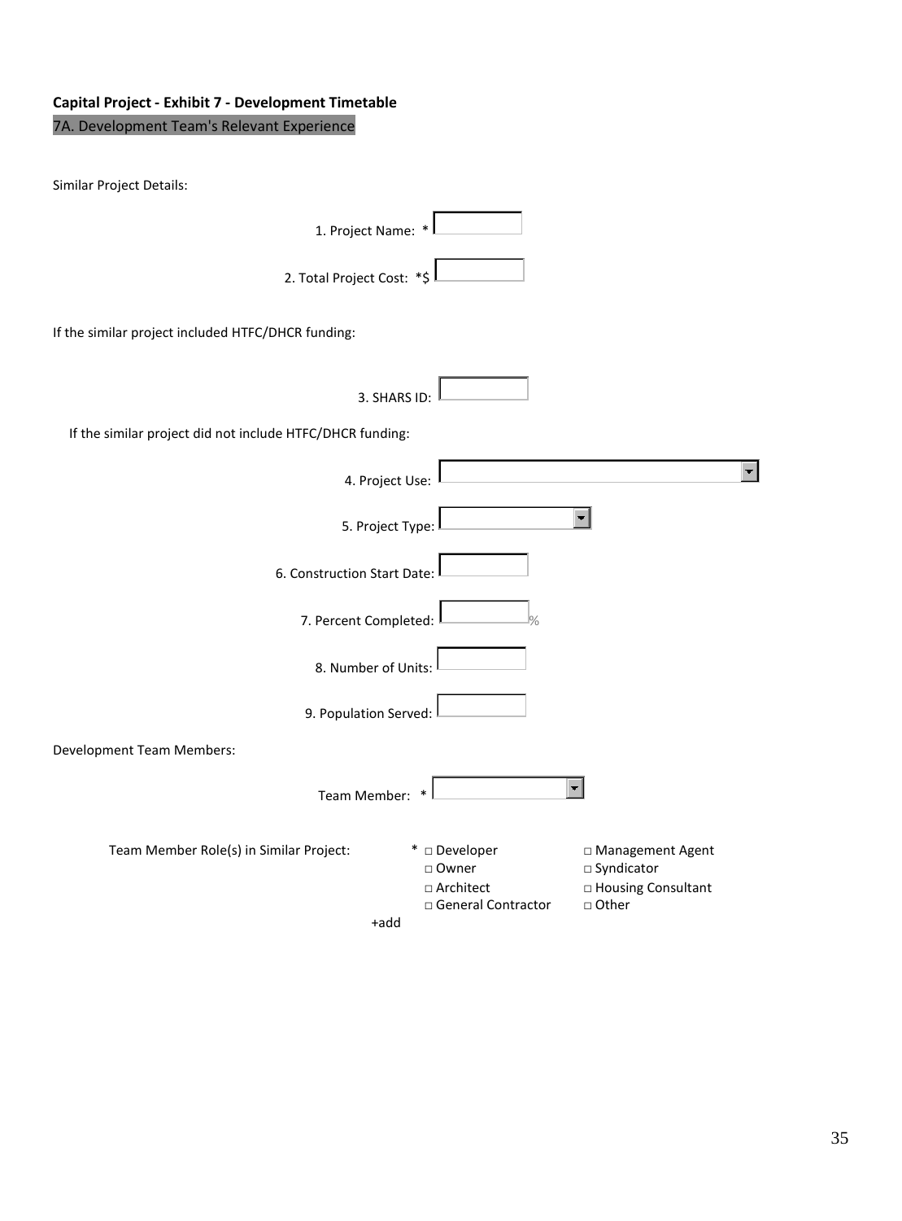**Capital Project - Exhibit 7 - Development Timetable**

7A. Development Team's Relevant Experience

Similar Project Details:

1. Project Name: *
2. Total Project Cost: *$

If the similar project included HTFC/DHCR funding:

3. SHARS ID:

If the similar project did not include HTFC/DHCR funding:

4. Project Use:
5. Project Type:
6. Construction Start Date:
7. Percent Completed: %
8. Number of Units:
9. Population Served:

Development Team Members:

Team Member: *

Team Member Role(s) in Similar Project: *

- □ Developer
- □ Owner
- □ Architect
- □ General Contractor
- □ Management Agent
- □ Syndicator
- □ Housing Consultant
- □ Other

+add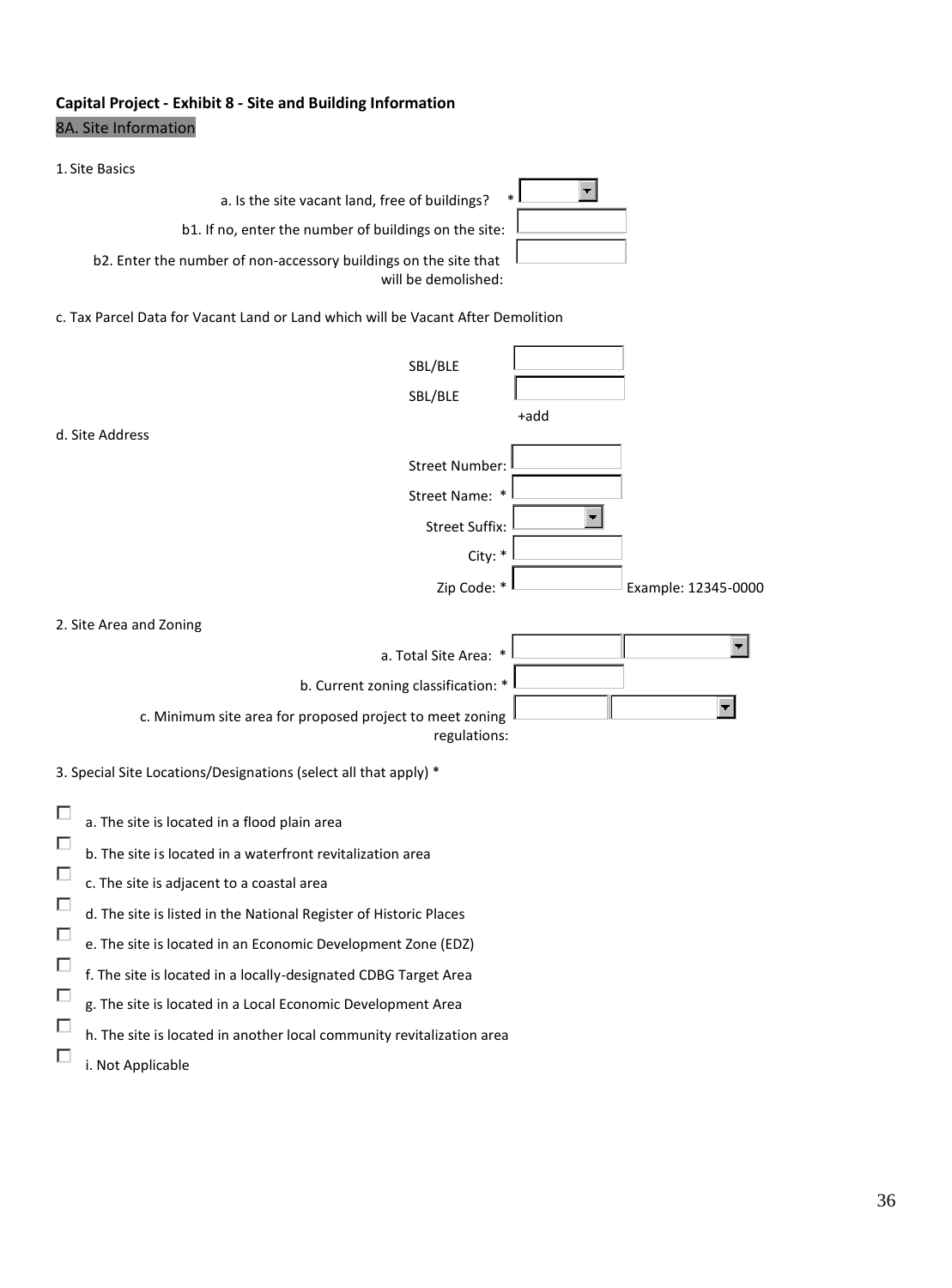**Capital Project - Exhibit 8 - Site and Building Information**

8A. Site Information

1. Site Basics

a. Is the site vacant land, free of buildings? *

b1. If no, enter the number of buildings on the site:

b2. Enter the number of non-accessory buildings on the site that will be demolished:

c. Tax Parcel Data for Vacant Land or Land which will be Vacant After Demolition

SBL/BLE

SBL/BLE

+add

d. Site Address

Street Number:

Street Name: *

Street Suffix:

City: *

Zip Code: * Example: 12345-0000

2. Site Area and Zoning

a. Total Site Area: *

b. Current zoning classification: *

c. Minimum site area for proposed project to meet zoning regulations:

3. Special Site Locations/Designations (select all that apply) *

- ☐ a. The site is located in a flood plain area
- ☐ b. The site is located in a waterfront revitalization area
- ☐ c. The site is adjacent to a coastal area
- ☐ d. The site is listed in the National Register of Historic Places
- ☐ e. The site is located in an Economic Development Zone (EDZ)
- ☐ f. The site is located in a locally-designated CDBG Target Area
- ☐ g. The site is located in a Local Economic Development Area
- ☐ h. The site is located in another local community revitalization area
- ☐ i. Not Applicable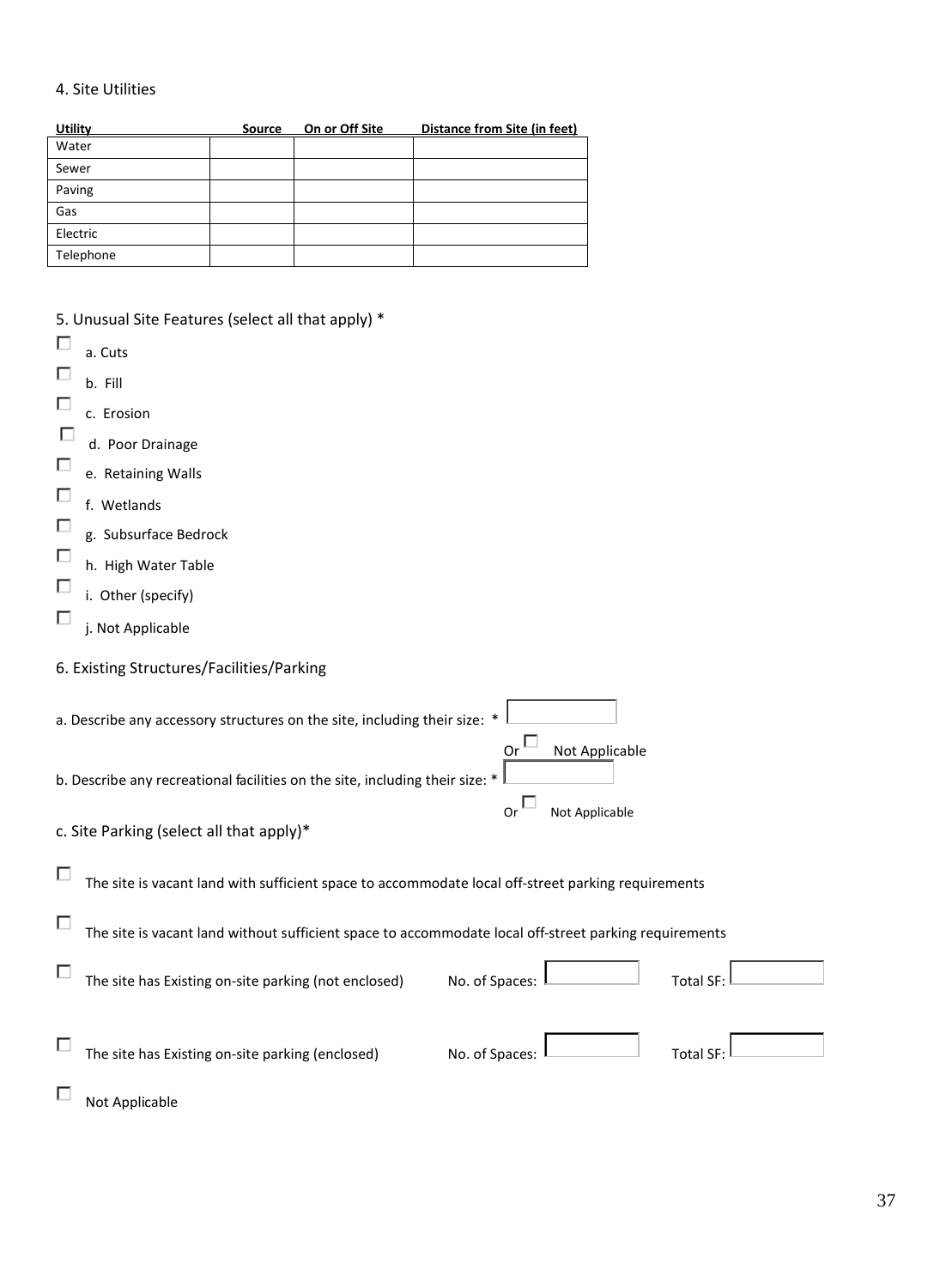4. Site Utilities

| Utility | Source | On or Off Site | Distance from Site (in feet) |
|---|---|---|---|
| Water | | | |
| Sewer | | | |
| Paving | | | |
| Gas | | | |
| Electric | | | |
| Telephone | | | |

5. Unusual Site Features (select all that apply) *

- ☐ a. Cuts
- ☐ b. Fill
- ☐ c. Erosion
- ☐ d. Poor Drainage
- ☐ e. Retaining Walls
- ☐ f. Wetlands
- ☐ g. Subsurface Bedrock
- ☐ h. High Water Table
- ☐ i. Other (specify)
- ☐ j. Not Applicable

6. Existing Structures/Facilities/Parking

a. Describe any accessory structures on the site, including their size: * ______ Or ☐ Not Applicable

b. Describe any recreational facilities on the site, including their size: * ______ Or ☐ Not Applicable

c. Site Parking (select all that apply)*

- ☐ The site is vacant land with sufficient space to accommodate local off-street parking requirements
- ☐ The site is vacant land without sufficient space to accommodate local off-street parking requirements
- ☐ The site has Existing on-site parking (not enclosed) No. of Spaces: ______ Total SF: ______
- ☐ The site has Existing on-site parking (enclosed) No. of Spaces: ______ Total SF: ______
- ☐ Not Applicable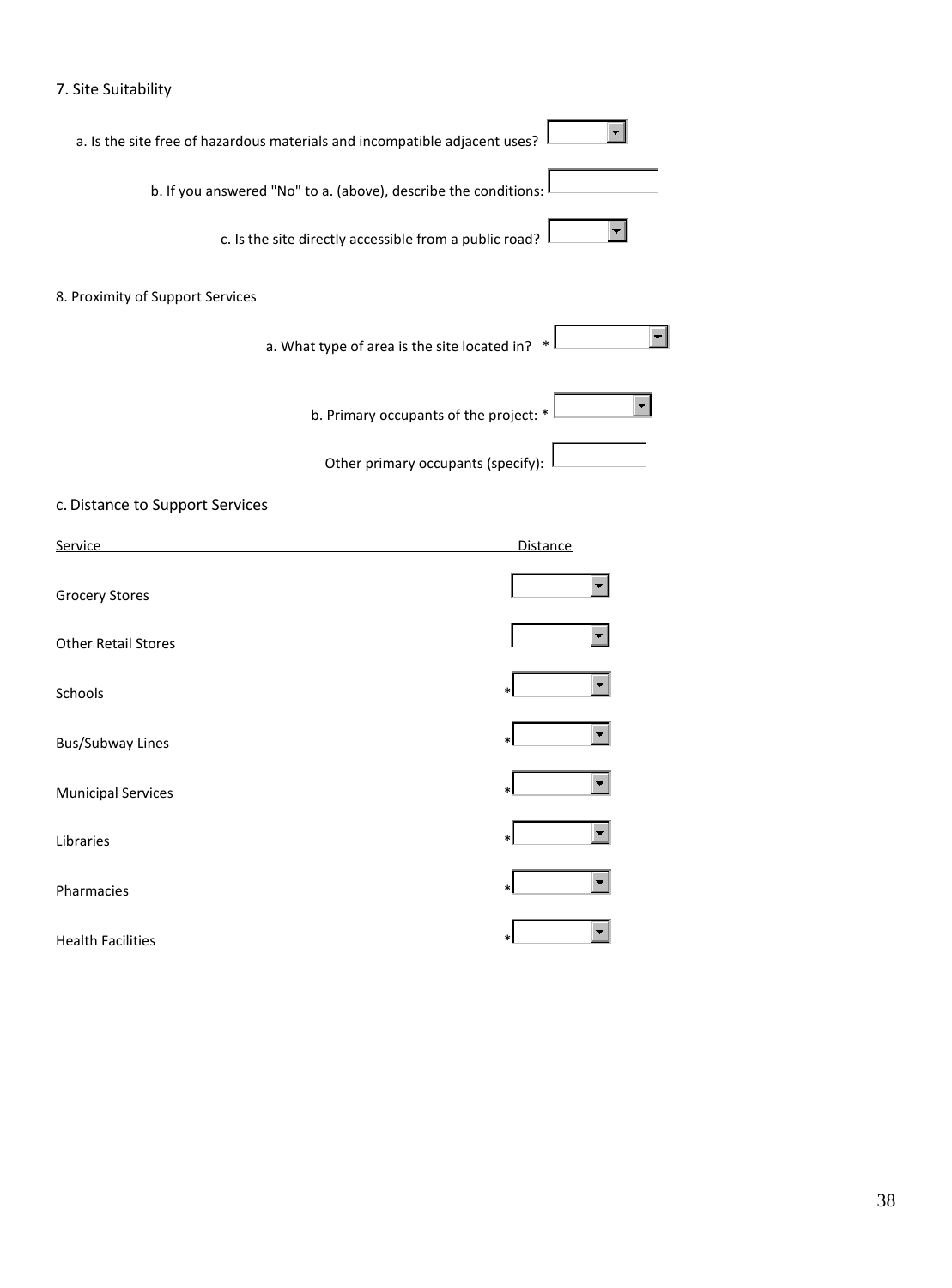## 7. Site Suitability

a. Is the site free of hazardous materials and incompatible adjacent uses?

b. If you answered "No" to a. (above), describe the conditions:

c. Is the site directly accessible from a public road?

## 8. Proximity of Support Services

a. What type of area is the site located in? *

b. Primary occupants of the project: *

Other primary occupants (specify):

### c. Distance to Support Services

| Service | Distance |
|---|---|
| Grocery Stores | |
| Other Retail Stores | |
| Schools | * |
| Bus/Subway Lines | * |
| Municipal Services | * |
| Libraries | * |
| Pharmacies | * |
| Health Facilities | * |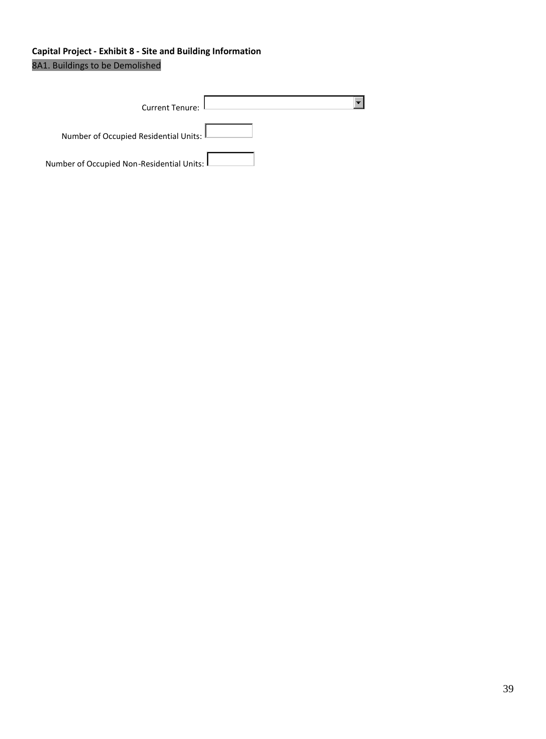**Capital Project - Exhibit 8 - Site and Building Information**

8A1. Buildings to be Demolished

Current Tenure:

Number of Occupied Residential Units:

Number of Occupied Non-Residential Units: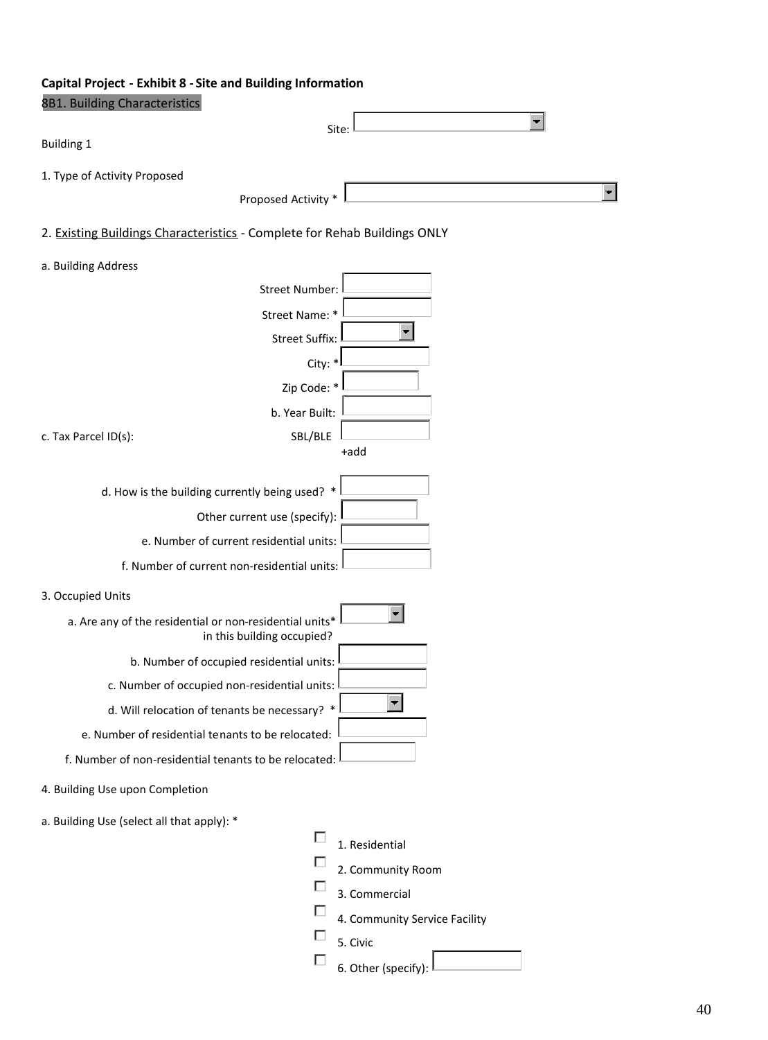**Capital Project - Exhibit 8 - Site and Building Information**

8B1. Building Characteristics

Site:

Building 1

1. Type of Activity Proposed

Proposed Activity *

2. Existing Buildings Characteristics - Complete for Rehab Buildings ONLY

a. Building Address

Street Number:

Street Name: *

Street Suffix:

City: *

Zip Code: *

b. Year Built:

c. Tax Parcel ID(s): SBL/BLE

+add

d. How is the building currently being used? *

Other current use (specify):

e. Number of current residential units:

f. Number of current non-residential units:

3. Occupied Units

a. Are any of the residential or non-residential units* in this building occupied?

b. Number of occupied residential units:

c. Number of occupied non-residential units:

d. Will relocation of tenants be necessary? *

e. Number of residential tenants to be relocated:

f. Number of non-residential tenants to be relocated:

4. Building Use upon Completion

a. Building Use (select all that apply): *

- ☐ 1. Residential
- ☐ 2. Community Room
- ☐ 3. Commercial
- ☐ 4. Community Service Facility
- ☐ 5. Civic
- ☐ 6. Other (specify):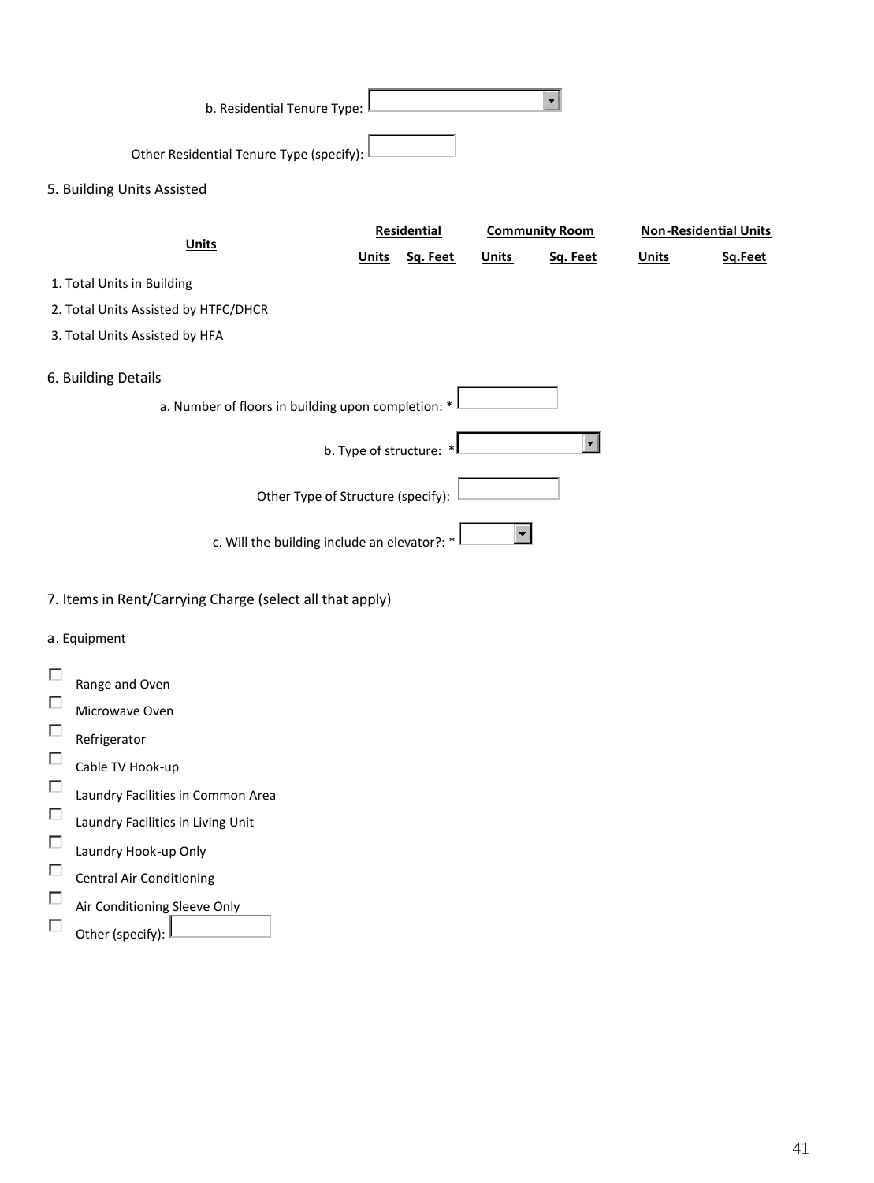b. Residential Tenure Type:

Other Residential Tenure Type (specify):

5. Building Units Assisted

| Units | Residential | | Community Room | | Non-Residential Units | |
|---|---|---|---|---|---|---|
| | Units | Sq. Feet | Units | Sq. Feet | Units | Sq.Feet |
| 1. Total Units in Building | | | | | | |
| 2. Total Units Assisted by HTFC/DHCR | | | | | | |
| 3. Total Units Assisted by HFA | | | | | | |

6. Building Details

a. Number of floors in building upon completion: *

b. Type of structure: *

Other Type of Structure (specify):

c. Will the building include an elevator?: *

7. Items in Rent/Carrying Charge (select all that apply)

a. Equipment

- ☐ Range and Oven
- ☐ Microwave Oven
- ☐ Refrigerator
- ☐ Cable TV Hook-up
- ☐ Laundry Facilities in Common Area
- ☐ Laundry Facilities in Living Unit
- ☐ Laundry Hook-up Only
- ☐ Central Air Conditioning
- ☐ Air Conditioning Sleeve Only
- ☐ Other (specify):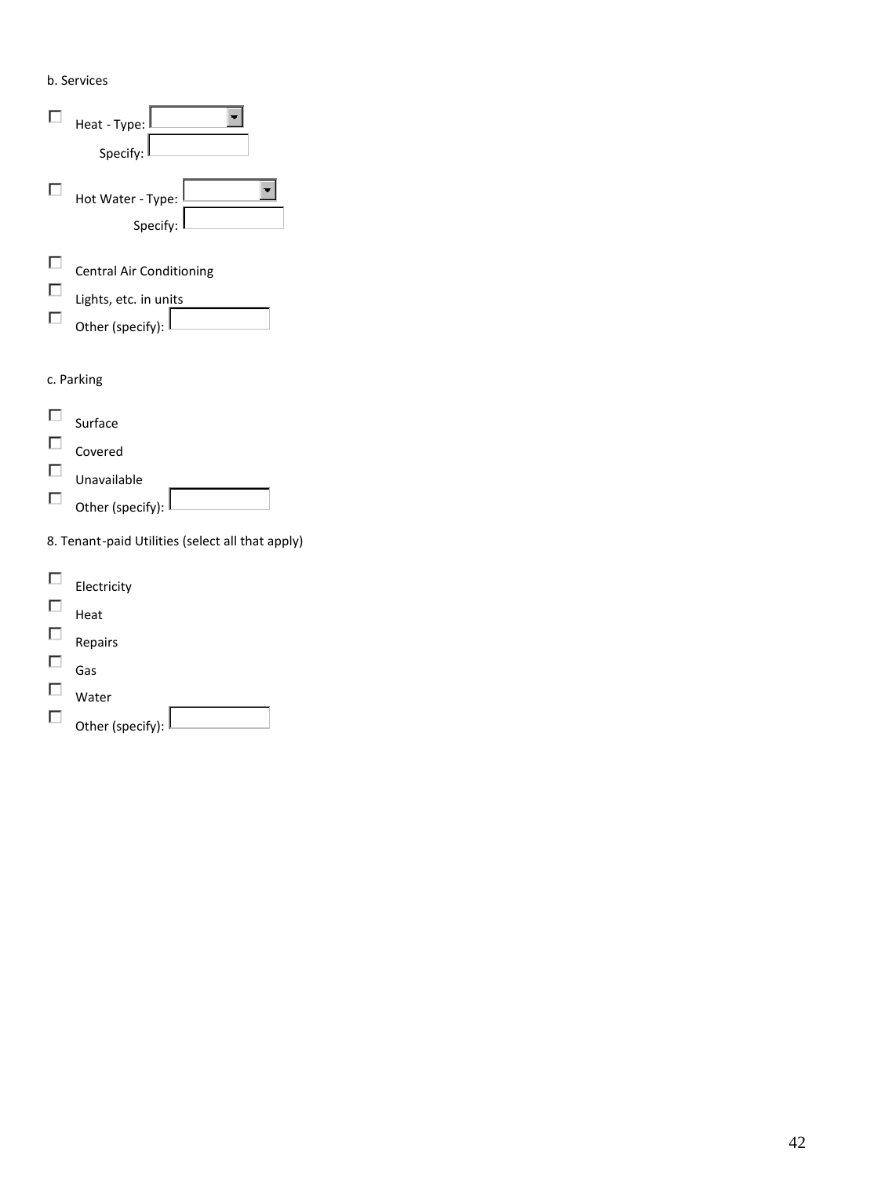b. Services

- [ ] Heat - Type: \_\_\_\_\_\_
  Specify: \_\_\_\_\_\_
- [ ] Hot Water - Type: \_\_\_\_\_\_
  Specify: \_\_\_\_\_\_
- [ ] Central Air Conditioning
- [ ] Lights, etc. in units
- [ ] Other (specify): \_\_\_\_\_\_

c. Parking

- [ ] Surface
- [ ] Covered
- [ ] Unavailable
- [ ] Other (specify): \_\_\_\_\_\_

8. Tenant-paid Utilities (select all that apply)

- [ ] Electricity
- [ ] Heat
- [ ] Repairs
- [ ] Gas
- [ ] Water
- [ ] Other (specify): \_\_\_\_\_\_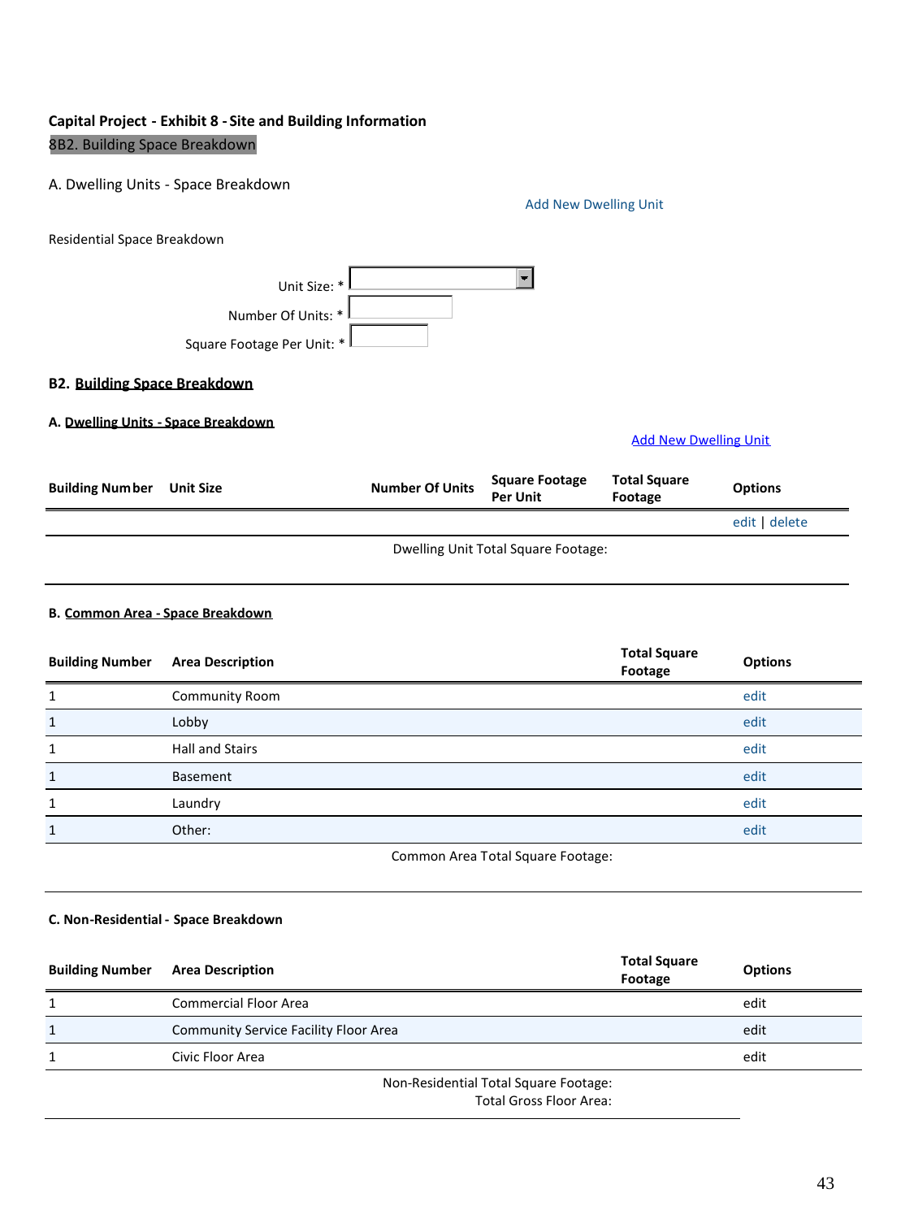**Capital Project - Exhibit 8 - Site and Building Information**

8B2. Building Space Breakdown

A. Dwelling Units - Space Breakdown

Add New Dwelling Unit

Residential Space Breakdown

Unit Size: *

Number Of Units: *

Square Footage Per Unit: *

## B2. Building Space Breakdown

### A. Dwelling Units - Space Breakdown

Add New Dwelling Unit

| Building Number | Unit Size | Number Of Units | Square Footage Per Unit | Total Square Footage | Options |
|---|---|---|---|---|---|
| | | | | | edit \| delete |

Dwelling Unit Total Square Footage:

### B. Common Area - Space Breakdown

| Building Number | Area Description | Total Square Footage | Options |
|---|---|---|---|
| 1 | Community Room | | edit |
| 1 | Lobby | | edit |
| 1 | Hall and Stairs | | edit |
| 1 | Basement | | edit |
| 1 | Laundry | | edit |
| 1 | Other: | | edit |

Common Area Total Square Footage:

### C. Non-Residential - Space Breakdown

| Building Number | Area Description | Total Square Footage | Options |
|---|---|---|---|
| 1 | Commercial Floor Area | | edit |
| 1 | Community Service Facility Floor Area | | edit |
| 1 | Civic Floor Area | | edit |

Non-Residential Total Square Footage:

Total Gross Floor Area: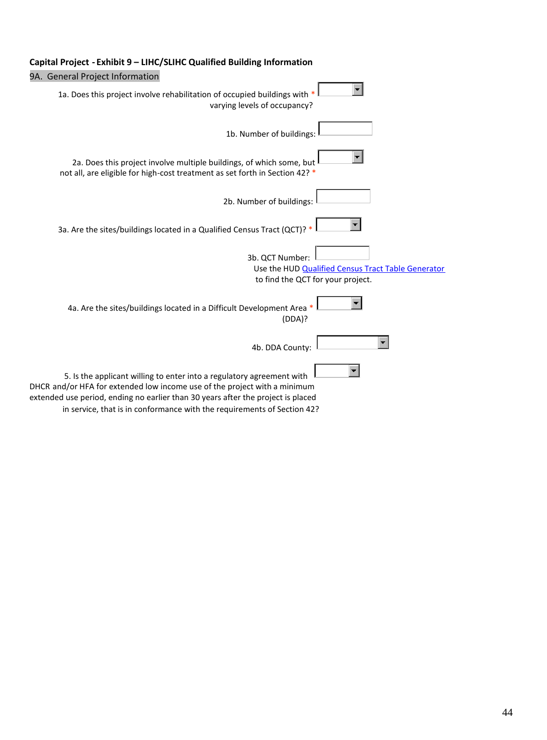**Capital Project - Exhibit 9 – LIHC/SLIHC Qualified Building Information**

9A. General Project Information

1a. Does this project involve rehabilitation of occupied buildings with varying levels of occupancy? *

1b. Number of buildings:

2a. Does this project involve multiple buildings, of which some, but not all, are eligible for high-cost treatment as set forth in Section 42? *

2b. Number of buildings:

3a. Are the sites/buildings located in a Qualified Census Tract (QCT)? *

3b. QCT Number:

Use the HUD Qualified Census Tract Table Generator to find the QCT for your project.

4a. Are the sites/buildings located in a Difficult Development Area (DDA)? *

4b. DDA County:

5. Is the applicant willing to enter into a regulatory agreement with DHCR and/or HFA for extended low income use of the project with a minimum extended use period, ending no earlier than 30 years after the project is placed in service, that is in conformance with the requirements of Section 42?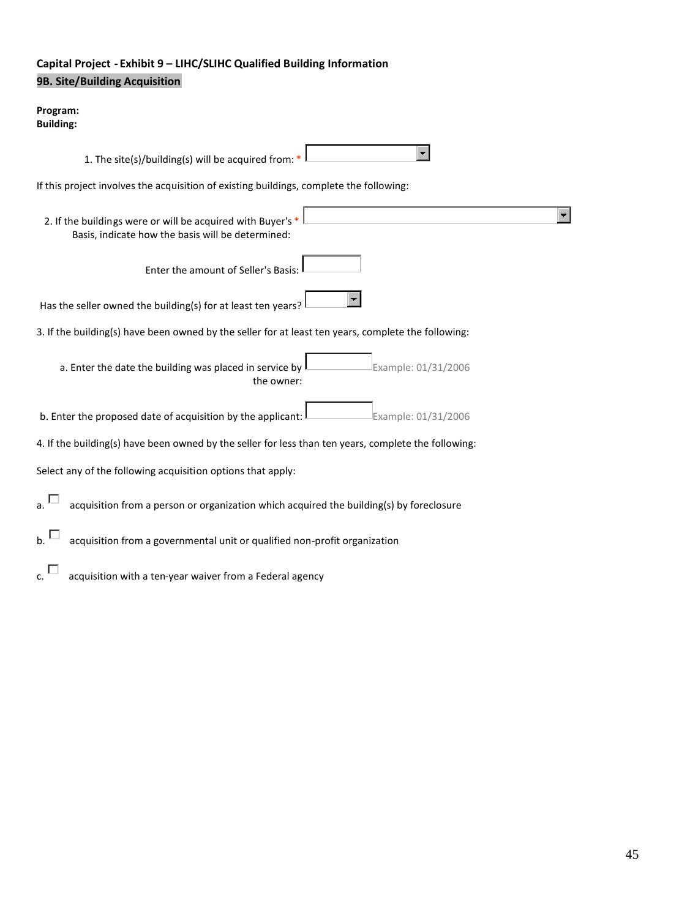**Capital Project - Exhibit 9 – LIHC/SLIHC Qualified Building Information**

**9B. Site/Building Acquisition**

**Program:**
**Building:**

1. The site(s)/building(s) will be acquired from: * [ ]

If this project involves the acquisition of existing buildings, complete the following:

2. If the buildings were or will be acquired with Buyer's * Basis, indicate how the basis will be determined: [ ]

Enter the amount of Seller's Basis: [ ]

Has the seller owned the building(s) for at least ten years? [ ]

3. If the building(s) have been owned by the seller for at least ten years, complete the following:

a. Enter the date the building was placed in service by the owner: [ ] Example: 01/31/2006

b. Enter the proposed date of acquisition by the applicant: [ ] Example: 01/31/2006

4. If the building(s) have been owned by the seller for less than ten years, complete the following:

Select any of the following acquisition options that apply:

a. ☐ acquisition from a person or organization which acquired the building(s) by foreclosure

b. ☐ acquisition from a governmental unit or qualified non-profit organization

c. ☐ acquisition with a ten-year waiver from a Federal agency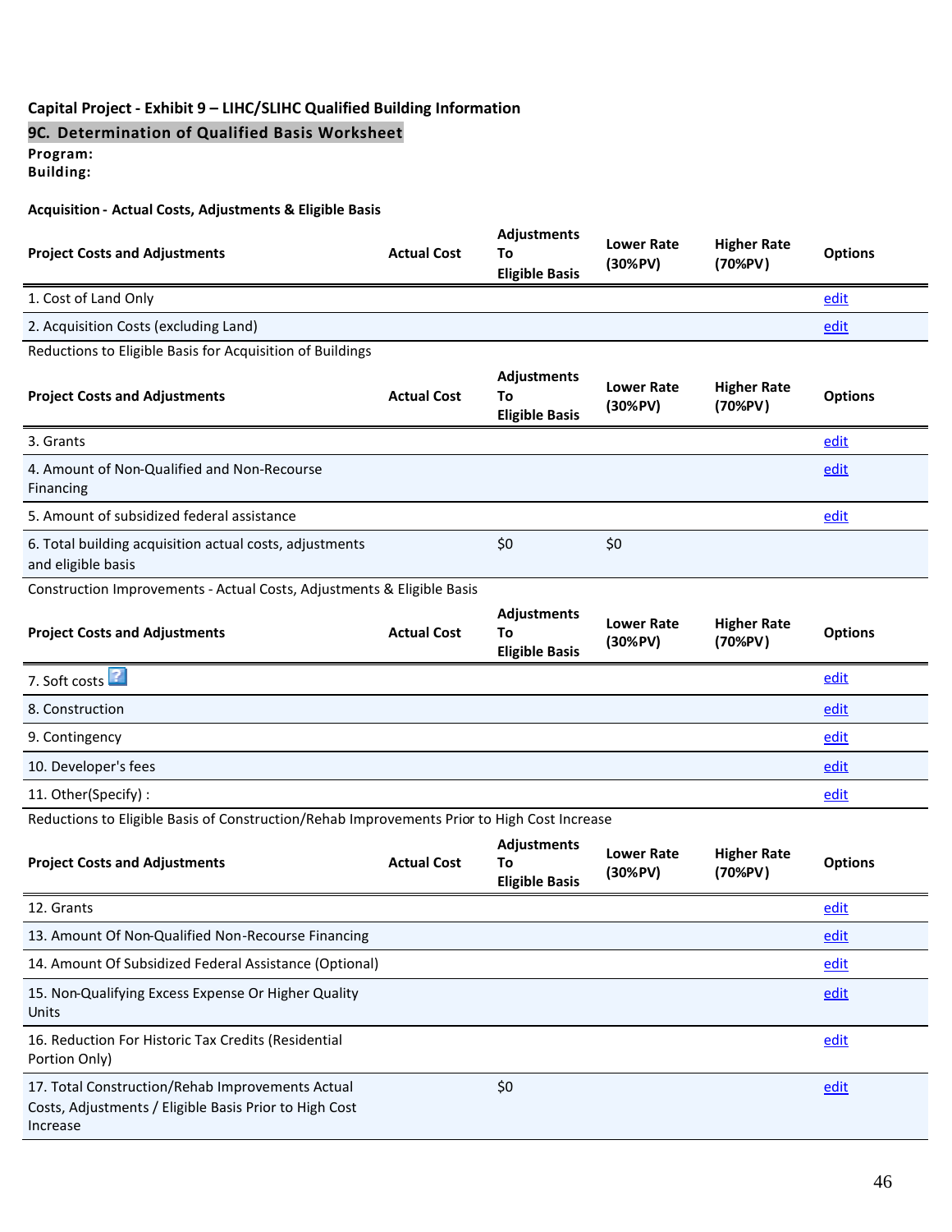**Capital Project - Exhibit 9 – LIHC/SLIHC Qualified Building Information**

## 9C. Determination of Qualified Basis Worksheet

**Program:**
**Building:**

**Acquisition - Actual Costs, Adjustments & Eligible Basis**

| Project Costs and Adjustments | Actual Cost | Adjustments To Eligible Basis | Lower Rate (30%PV) | Higher Rate (70%PV) | Options |
|---|---|---|---|---|---|
| 1. Cost of Land Only | | | | | edit |
| 2. Acquisition Costs (excluding Land) | | | | | edit |

Reductions to Eligible Basis for Acquisition of Buildings

| Project Costs and Adjustments | Actual Cost | Adjustments To Eligible Basis | Lower Rate (30%PV) | Higher Rate (70%PV) | Options |
|---|---|---|---|---|---|
| 3. Grants | | | | | edit |
| 4. Amount of Non-Qualified and Non-Recourse Financing | | | | | edit |
| 5. Amount of subsidized federal assistance | | | | | edit |
| 6. Total building acquisition actual costs, adjustments and eligible basis | | $0 | $0 | | |

Construction Improvements - Actual Costs, Adjustments & Eligible Basis

| Project Costs and Adjustments | Actual Cost | Adjustments To Eligible Basis | Lower Rate (30%PV) | Higher Rate (70%PV) | Options |
|---|---|---|---|---|---|
| 7. Soft costs | | | | | edit |
| 8. Construction | | | | | edit |
| 9. Contingency | | | | | edit |
| 10. Developer's fees | | | | | edit |
| 11. Other(Specify) : | | | | | edit |

Reductions to Eligible Basis of Construction/Rehab Improvements Prior to High Cost Increase

| Project Costs and Adjustments | Actual Cost | Adjustments To Eligible Basis | Lower Rate (30%PV) | Higher Rate (70%PV) | Options |
|---|---|---|---|---|---|
| 12. Grants | | | | | edit |
| 13. Amount Of Non-Qualified Non-Recourse Financing | | | | | edit |
| 14. Amount Of Subsidized Federal Assistance (Optional) | | | | | edit |
| 15. Non-Qualifying Excess Expense Or Higher Quality Units | | | | | edit |
| 16. Reduction For Historic Tax Credits (Residential Portion Only) | | | | | edit |
| 17. Total Construction/Rehab Improvements Actual Costs, Adjustments / Eligible Basis Prior to High Cost Increase | | $0 | | | edit |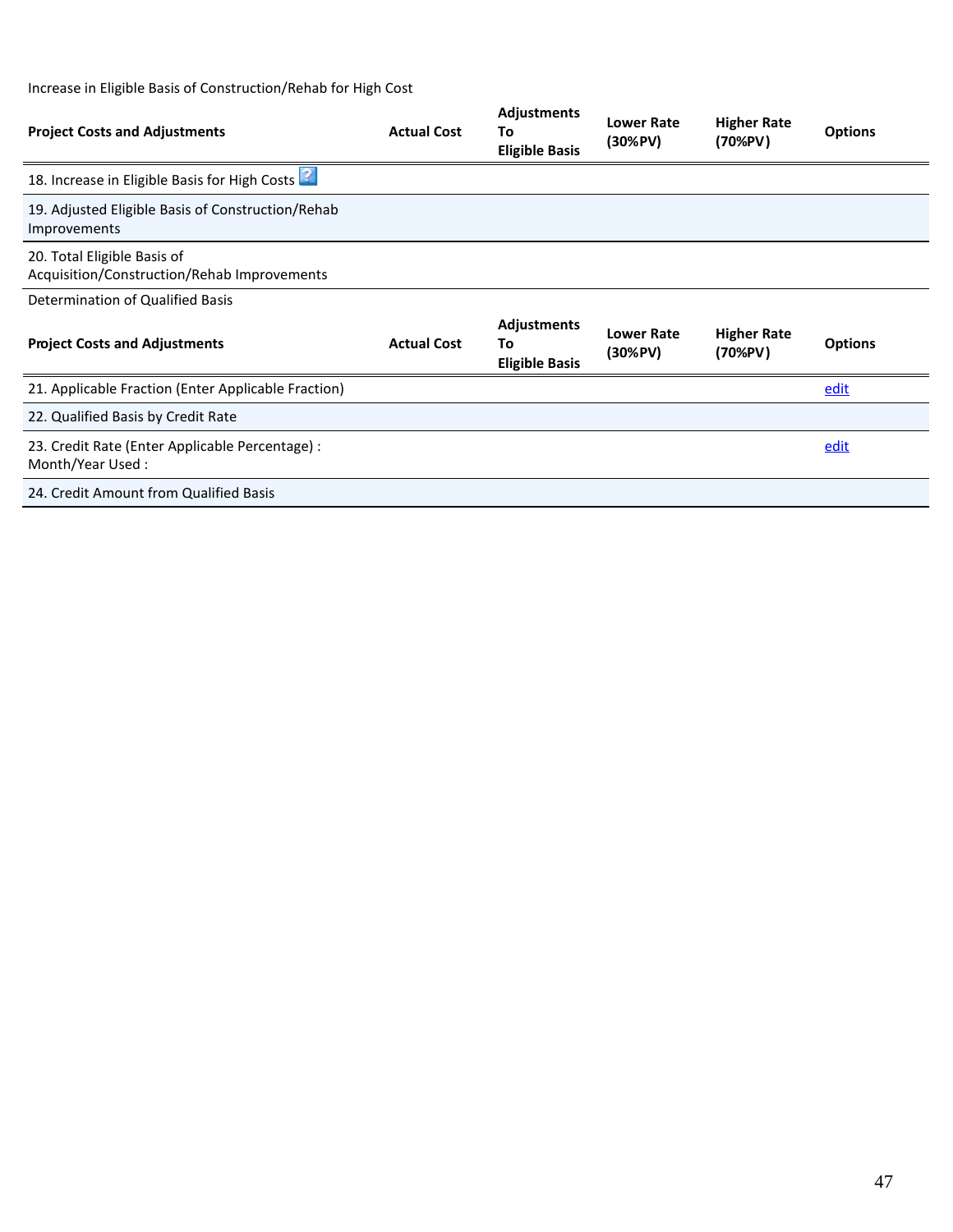Increase in Eligible Basis of Construction/Rehab for High Cost

| Project Costs and Adjustments | Actual Cost | Adjustments To Eligible Basis | Lower Rate (30%PV) | Higher Rate (70%PV) | Options |
|---|---|---|---|---|---|
| 18. Increase in Eligible Basis for High Costs | | | | | |
| 19. Adjusted Eligible Basis of Construction/Rehab Improvements | | | | | |
| 20. Total Eligible Basis of Acquisition/Construction/Rehab Improvements | | | | | |

Determination of Qualified Basis

| Project Costs and Adjustments | Actual Cost | Adjustments To Eligible Basis | Lower Rate (30%PV) | Higher Rate (70%PV) | Options |
|---|---|---|---|---|---|
| 21. Applicable Fraction (Enter Applicable Fraction) | | | | | edit |
| 22. Qualified Basis by Credit Rate | | | | | |
| 23. Credit Rate (Enter Applicable Percentage) : Month/Year Used : | | | | | edit |
| 24. Credit Amount from Qualified Basis | | | | | |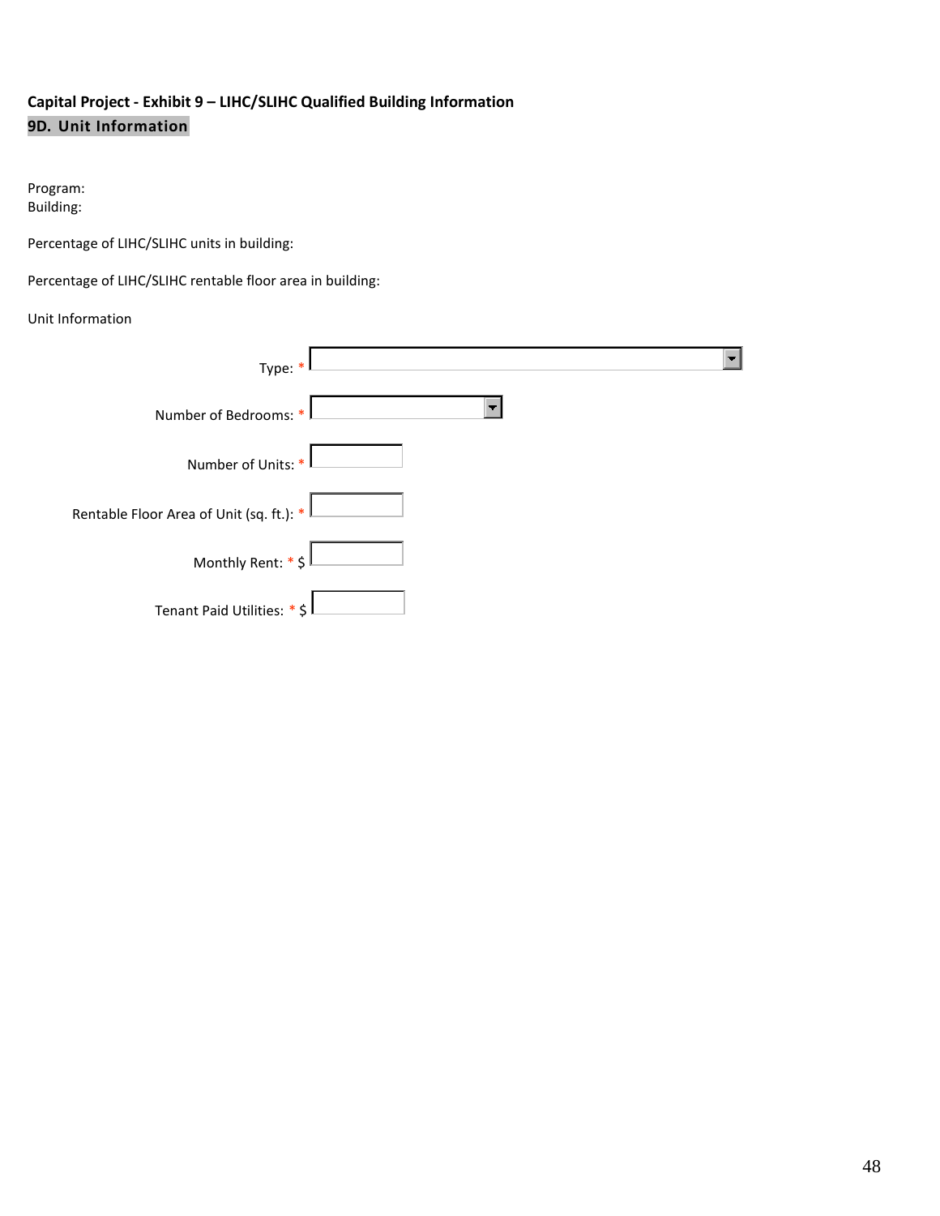**Capital Project - Exhibit 9 – LIHC/SLIHC Qualified Building Information**

**9D. Unit Information**

Program:
Building:

Percentage of LIHC/SLIHC units in building:

Percentage of LIHC/SLIHC rentable floor area in building:

Unit Information

Type: * [ ]

Number of Bedrooms: * [ ]

Number of Units: * [ ]

Rentable Floor Area of Unit (sq. ft.): * [ ]

Monthly Rent: * $ [ ]

Tenant Paid Utilities: * $ [ ]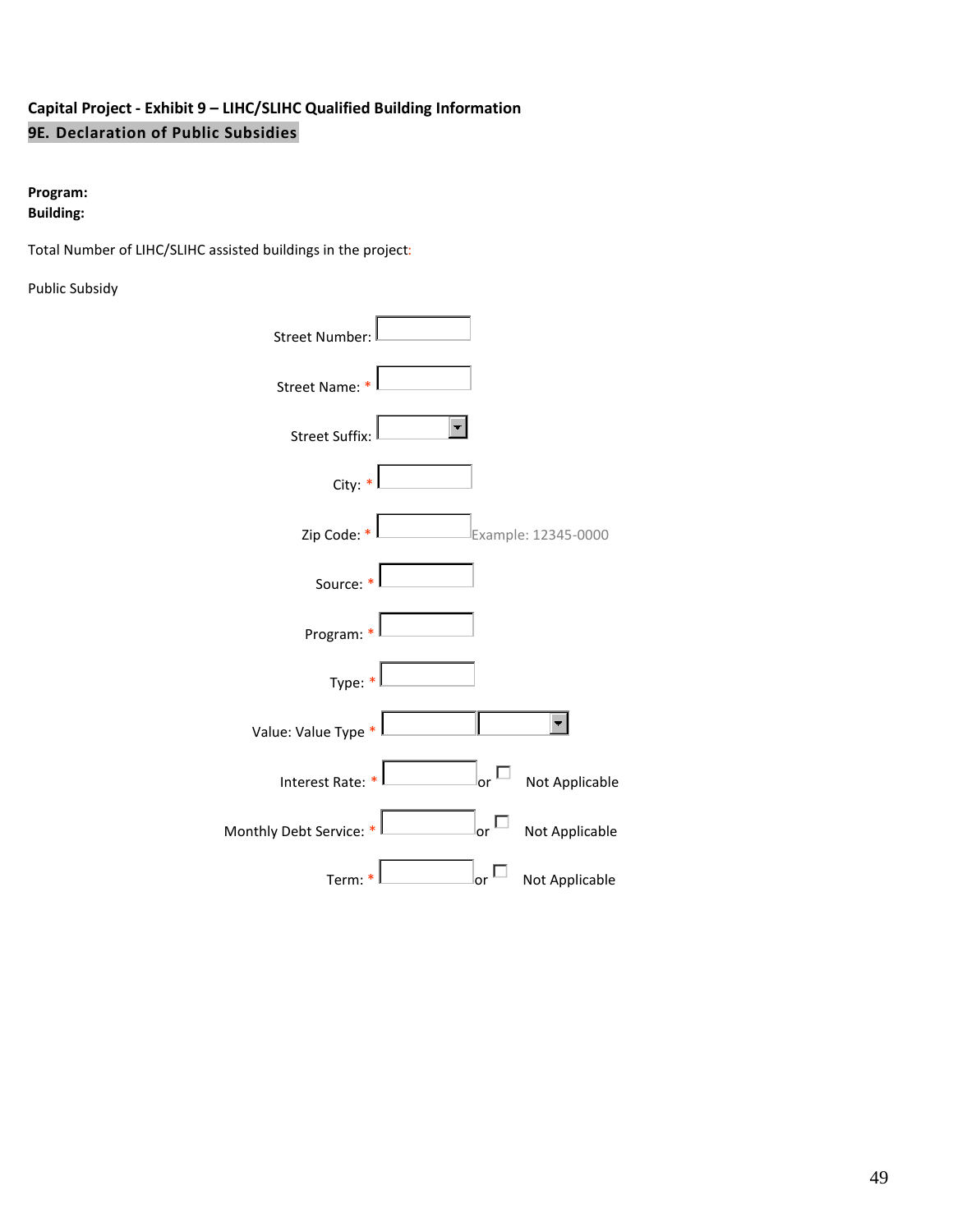**Capital Project - Exhibit 9 – LIHC/SLIHC Qualified Building Information**

## 9E. Declaration of Public Subsidies

**Program:**
**Building:**

Total Number of LIHC/SLIHC assisted buildings in the project:

Public Subsidy

Street Number:

Street Name: *

Street Suffix:

City: *

Zip Code: * Example: 12345-0000

Source: *

Program: *

Type: *

Value: Value Type *

Interest Rate: * or ☐ Not Applicable

Monthly Debt Service: * or ☐ Not Applicable

Term: * or ☐ Not Applicable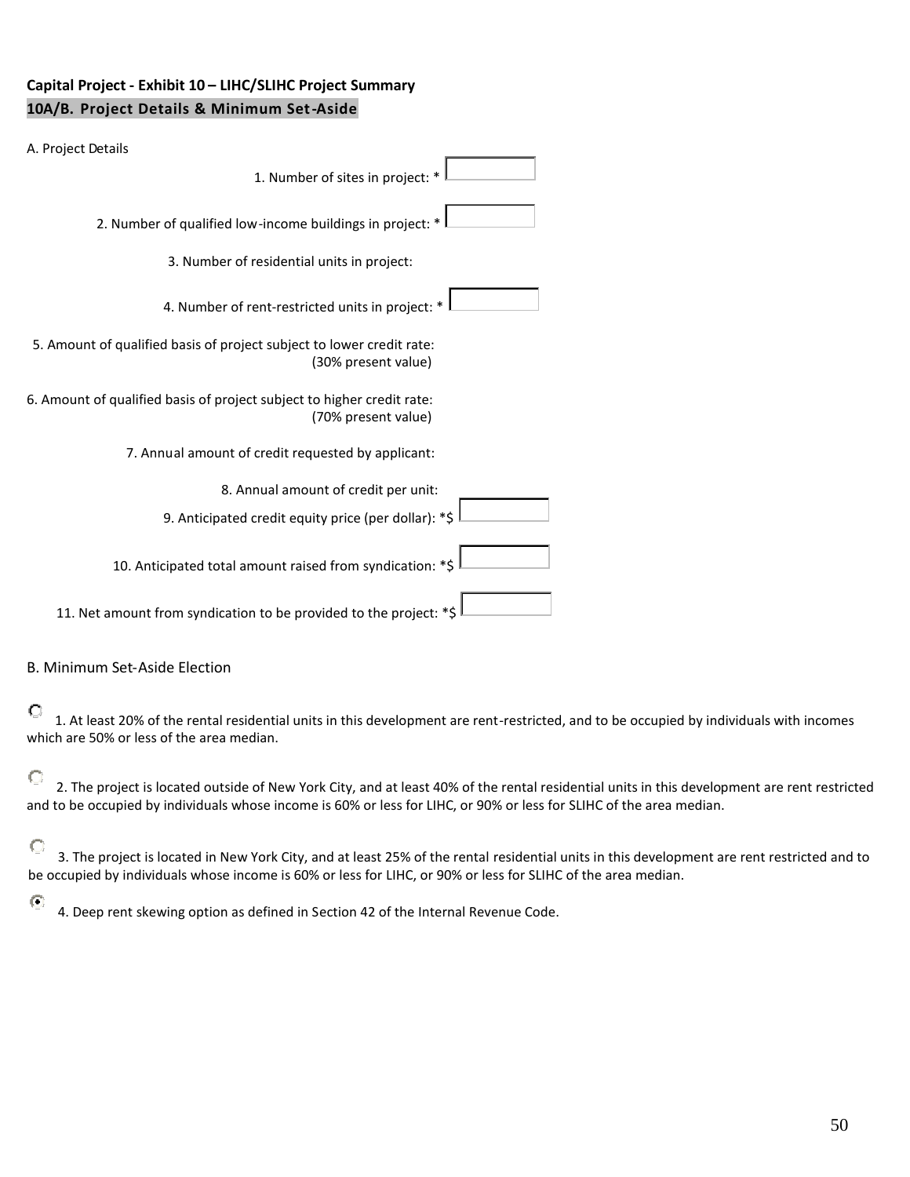**Capital Project - Exhibit 10 – LIHC/SLIHC Project Summary**

**10A/B. Project Details & Minimum Set-Aside**

A. Project Details

1. Number of sites in project: *
2. Number of qualified low-income buildings in project: *
3. Number of residential units in project:
4. Number of rent-restricted units in project: *
5. Amount of qualified basis of project subject to lower credit rate: (30% present value)
6. Amount of qualified basis of project subject to higher credit rate: (70% present value)
7. Annual amount of credit requested by applicant:
8. Annual amount of credit per unit:
9. Anticipated credit equity price (per dollar): *$
10. Anticipated total amount raised from syndication: *$
11. Net amount from syndication to be provided to the project: *$

B. Minimum Set-Aside Election

- ○ 1. At least 20% of the rental residential units in this development are rent-restricted, and to be occupied by individuals with incomes which are 50% or less of the area median.
- ○ 2. The project is located outside of New York City, and at least 40% of the rental residential units in this development are rent restricted and to be occupied by individuals whose income is 60% or less for LIHC, or 90% or less for SLIHC of the area median.
- ○ 3. The project is located in New York City, and at least 25% of the rental residential units in this development are rent restricted and to be occupied by individuals whose income is 60% or less for LIHC, or 90% or less for SLIHC of the area median.
- ◉ 4. Deep rent skewing option as defined in Section 42 of the Internal Revenue Code.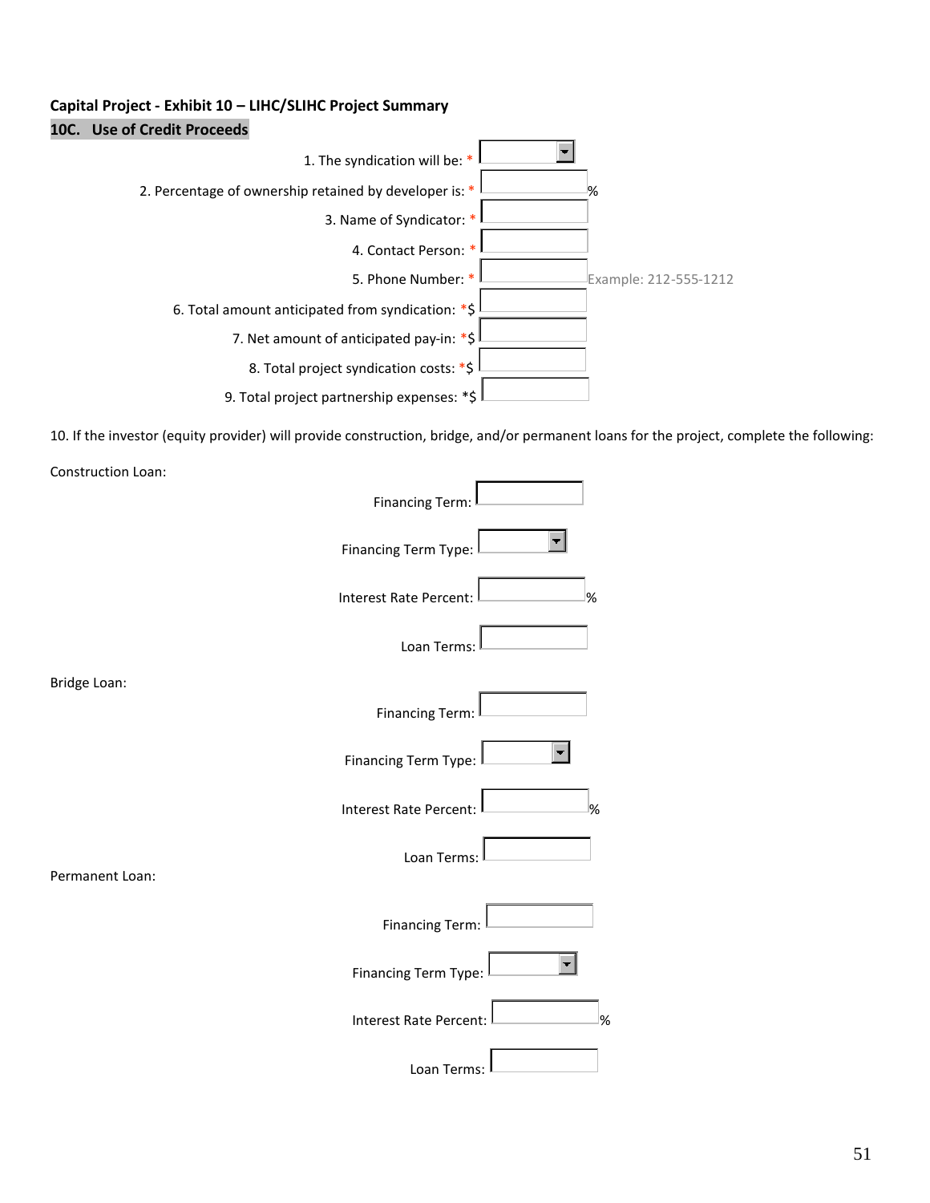**Capital Project - Exhibit 10 – LIHC/SLIHC Project Summary**

**10C. Use of Credit Proceeds**

1. The syndication will be: * 
2. Percentage of ownership retained by developer is: * %
3. Name of Syndicator: *
4. Contact Person: *
5. Phone Number: * Example: 212-555-1212
6. Total amount anticipated from syndication: *$
7. Net amount of anticipated pay-in: *$
8. Total project syndication costs: *$
9. Total project partnership expenses: *$

10. If the investor (equity provider) will provide construction, bridge, and/or permanent loans for the project, complete the following:

Construction Loan:

Financing Term:

Financing Term Type:

Interest Rate Percent: %

Loan Terms:

Bridge Loan:

Financing Term:

Financing Term Type:

Interest Rate Percent: %

Loan Terms:

Permanent Loan:

Financing Term:

Financing Term Type:

Interest Rate Percent: %

Loan Terms: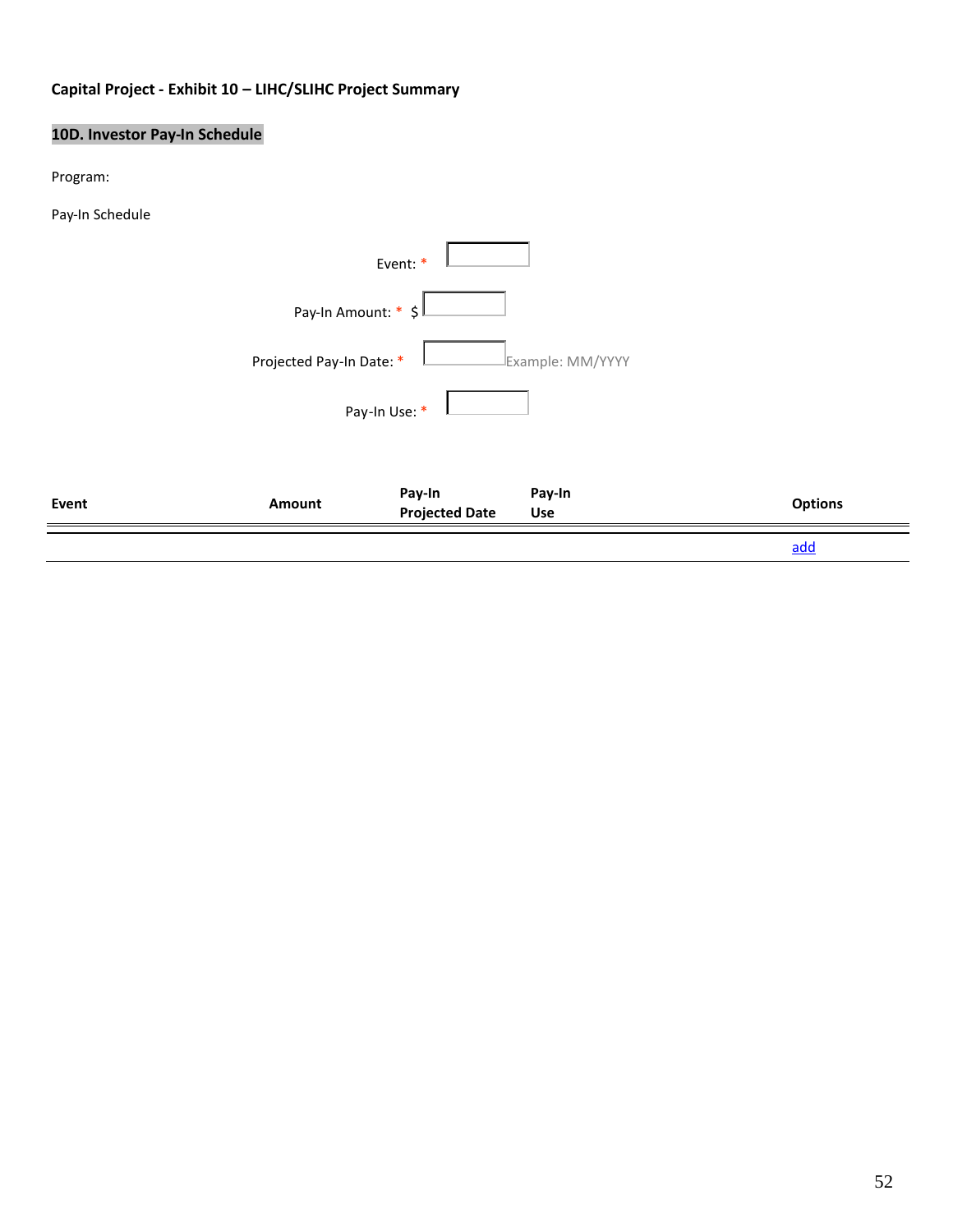**Capital Project - Exhibit 10 – LIHC/SLIHC Project Summary**

## 10D. Investor Pay-In Schedule

Program:

Pay-In Schedule

Event: *

Pay-In Amount: * $

Projected Pay-In Date: * Example: MM/YYYY

Pay-In Use: *

| Event | Amount | Pay-In Projected Date | Pay-In Use | Options |
| --- | --- | --- | --- | --- |
| | | | | add |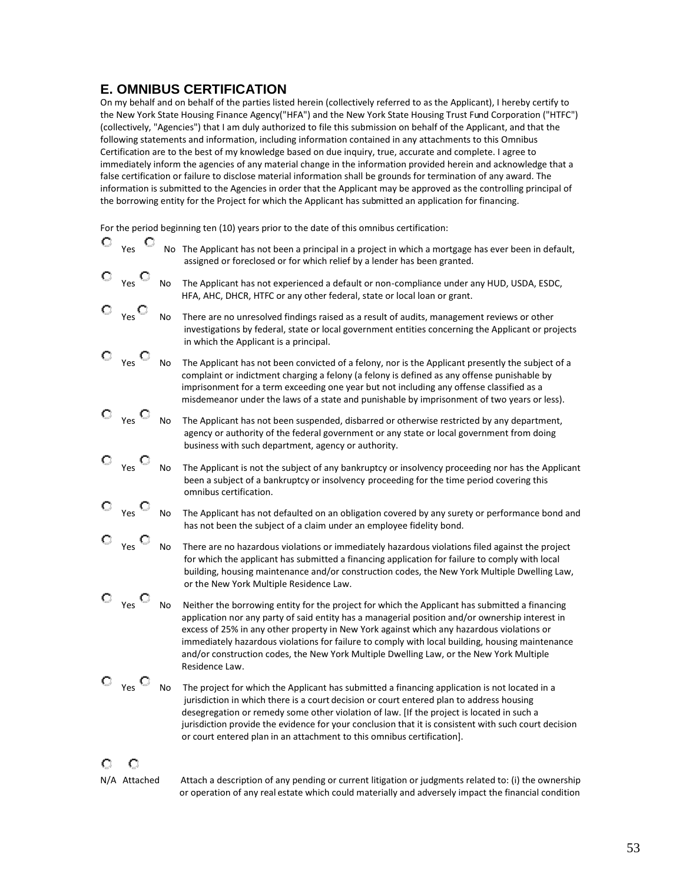## E. OMNIBUS CERTIFICATION

On my behalf and on behalf of the parties listed herein (collectively referred to as the Applicant), I hereby certify to the New York State Housing Finance Agency("HFA") and the New York State Housing Trust Fund Corporation ("HTFC") (collectively, "Agencies") that I am duly authorized to file this submission on behalf of the Applicant, and that the following statements and information, including information contained in any attachments to this Omnibus Certification are to the best of my knowledge based on due inquiry, true, accurate and complete. I agree to immediately inform the agencies of any material change in the information provided herein and acknowledge that a false certification or failure to disclose material information shall be grounds for termination of any award. The information is submitted to the Agencies in order that the Applicant may be approved as the controlling principal of the borrowing entity for the Project for which the Applicant has submitted an application for financing.

For the period beginning ten (10) years prior to the date of this omnibus certification:

- ○ Yes ○ No The Applicant has not been a principal in a project in which a mortgage has ever been in default, assigned or foreclosed or for which relief by a lender has been granted.
- ○ Yes ○ No The Applicant has not experienced a default or non-compliance under any HUD, USDA, ESDC, HFA, AHC, DHCR, HTFC or any other federal, state or local loan or grant.
- ○ Yes ○ No There are no unresolved findings raised as a result of audits, management reviews or other investigations by federal, state or local government entities concerning the Applicant or projects in which the Applicant is a principal.
- ○ Yes ○ No The Applicant has not been convicted of a felony, nor is the Applicant presently the subject of a complaint or indictment charging a felony (a felony is defined as any offense punishable by imprisonment for a term exceeding one year but not including any offense classified as a misdemeanor under the laws of a state and punishable by imprisonment of two years or less).
- ○ Yes ○ No The Applicant has not been suspended, disbarred or otherwise restricted by any department, agency or authority of the federal government or any state or local government from doing business with such department, agency or authority.
- ○ Yes ○ No The Applicant is not the subject of any bankruptcy or insolvency proceeding nor has the Applicant been a subject of a bankruptcy or insolvency proceeding for the time period covering this omnibus certification.
- ○ Yes ○ No The Applicant has not defaulted on an obligation covered by any surety or performance bond and has not been the subject of a claim under an employee fidelity bond.
- ○ Yes ○ No There are no hazardous violations or immediately hazardous violations filed against the project for which the applicant has submitted a financing application for failure to comply with local building, housing maintenance and/or construction codes, the New York Multiple Dwelling Law, or the New York Multiple Residence Law.
- ○ Yes ○ No Neither the borrowing entity for the project for which the Applicant has submitted a financing application nor any party of said entity has a managerial position and/or ownership interest in excess of 25% in any other property in New York against which any hazardous violations or immediately hazardous violations for failure to comply with local building, housing maintenance and/or construction codes, the New York Multiple Dwelling Law, or the New York Multiple Residence Law.
- ○ Yes ○ No The project for which the Applicant has submitted a financing application is not located in a jurisdiction in which there is a court decision or court entered plan to address housing desegregation or remedy some other violation of law. [If the project is located in such a jurisdiction provide the evidence for your conclusion that it is consistent with such court decision or court entered plan in an attachment to this omnibus certification].

○ N/A ○ Attached Attach a description of any pending or current litigation or judgments related to: (i) the ownership or operation of any real estate which could materially and adversely impact the financial condition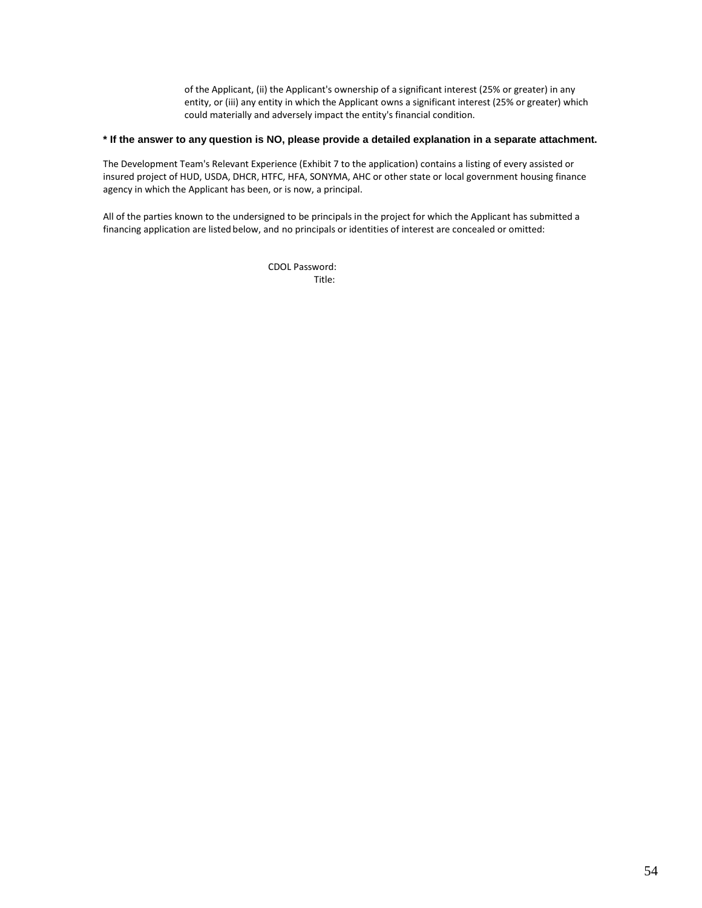of the Applicant, (ii) the Applicant's ownership of a significant interest (25% or greater) in any entity, or (iii) any entity in which the Applicant owns a significant interest (25% or greater) which could materially and adversely impact the entity's financial condition.

**\* If the answer to any question is NO, please provide a detailed explanation in a separate attachment.**

The Development Team's Relevant Experience (Exhibit 7 to the application) contains a listing of every assisted or insured project of HUD, USDA, DHCR, HTFC, HFA, SONYMA, AHC or other state or local government housing finance agency in which the Applicant has been, or is now, a principal.

All of the parties known to the undersigned to be principals in the project for which the Applicant has submitted a financing application are listed below, and no principals or identities of interest are concealed or omitted:

CDOL Password:

Title: